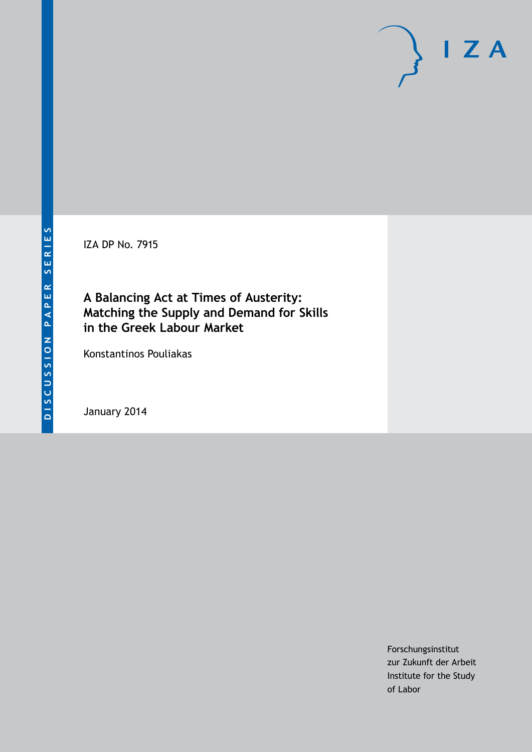DISCUSSION PAPER SERIES

IZA DP No. 7915

# A Balancing Act at Times of Austerity: Matching the Supply and Demand for Skills in the Greek Labour Market

Konstantinos Pouliakas

January 2014

Forschungsinstitut
zur Zukunft der Arbeit
Institute for the Study
of Labor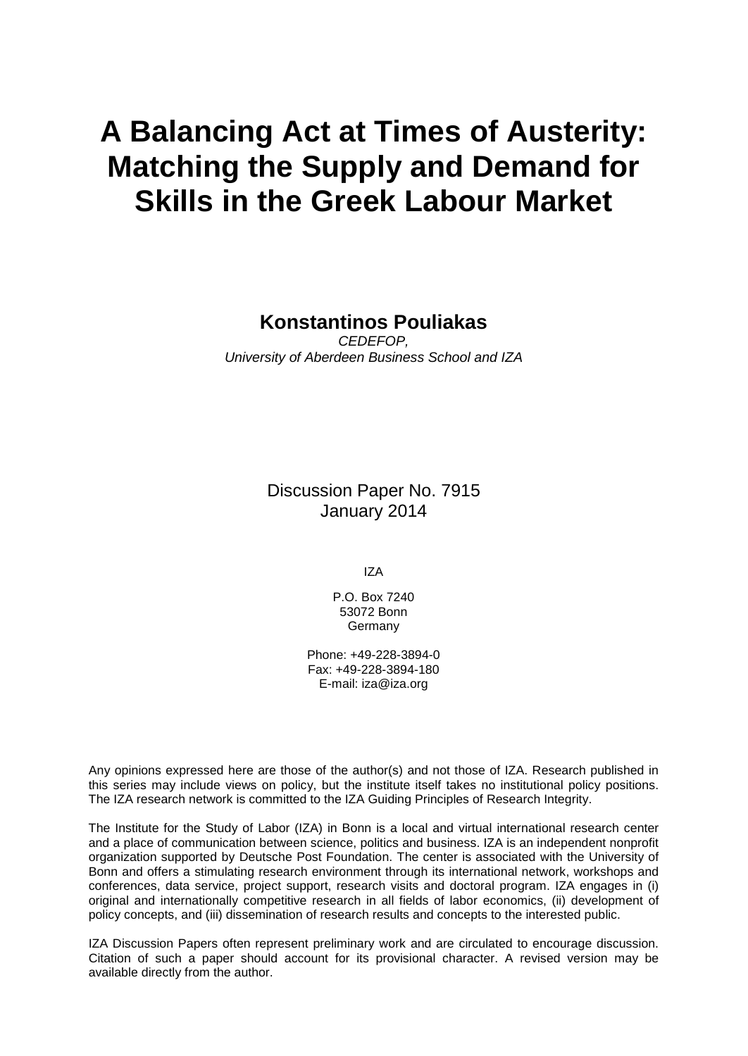# A Balancing Act at Times of Austerity: Matching the Supply and Demand for Skills in the Greek Labour Market

**Konstantinos Pouliakas**

*CEDEFOP,*
*University of Aberdeen Business School and IZA*

Discussion Paper No. 7915
January 2014

IZA

P.O. Box 7240
53072 Bonn
Germany

Phone: +49-228-3894-0
Fax: +49-228-3894-180
E-mail: iza@iza.org

Any opinions expressed here are those of the author(s) and not those of IZA. Research published in this series may include views on policy, but the institute itself takes no institutional policy positions. The IZA research network is committed to the IZA Guiding Principles of Research Integrity.

The Institute for the Study of Labor (IZA) in Bonn is a local and virtual international research center and a place of communication between science, politics and business. IZA is an independent nonprofit organization supported by Deutsche Post Foundation. The center is associated with the University of Bonn and offers a stimulating research environment through its international network, workshops and conferences, data service, project support, research visits and doctoral program. IZA engages in (i) original and internationally competitive research in all fields of labor economics, (ii) development of policy concepts, and (iii) dissemination of research results and concepts to the interested public.

IZA Discussion Papers often represent preliminary work and are circulated to encourage discussion. Citation of such a paper should account for its provisional character. A revised version may be available directly from the author.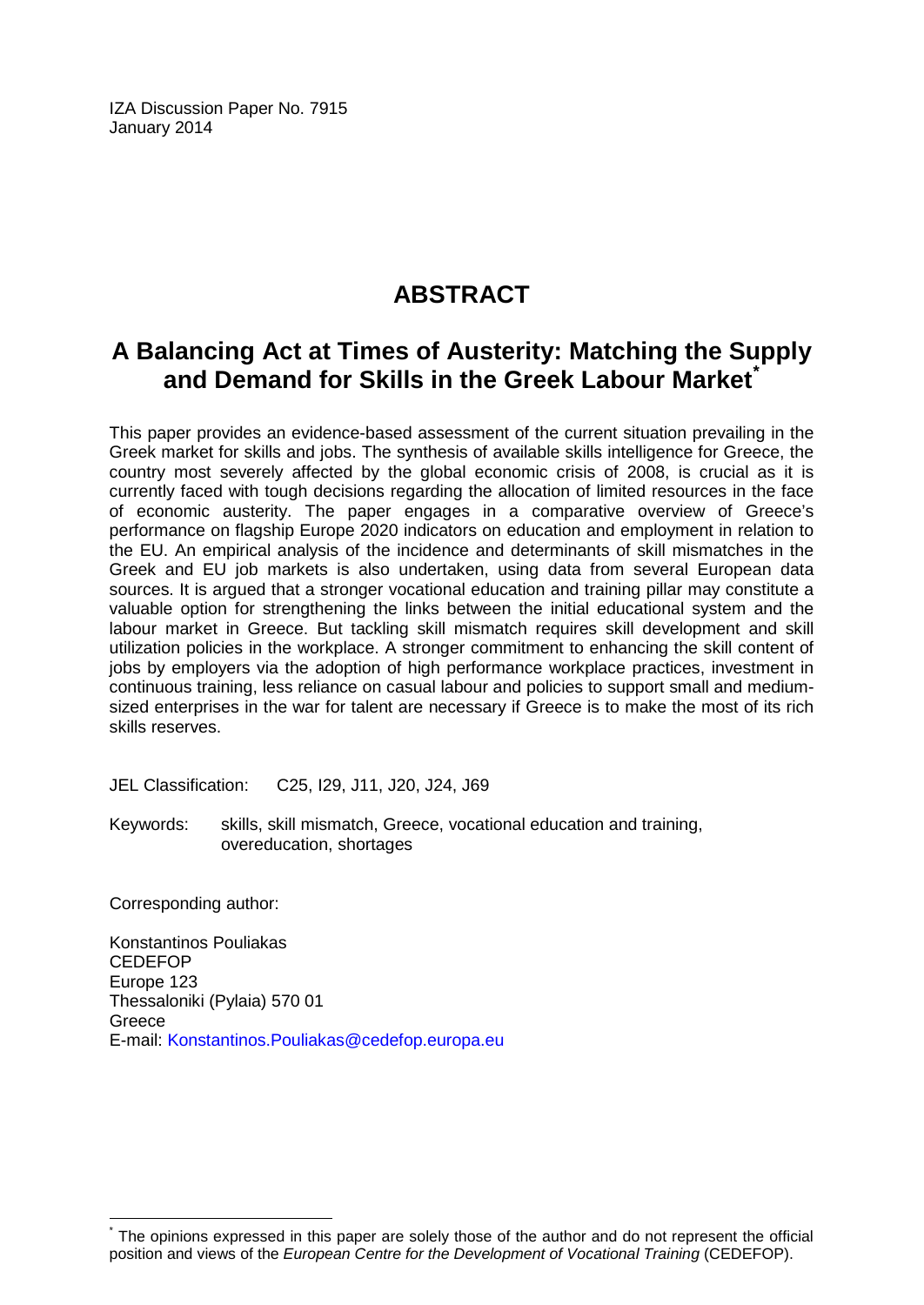IZA Discussion Paper No. 7915
January 2014

# ABSTRACT

## A Balancing Act at Times of Austerity: Matching the Supply and Demand for Skills in the Greek Labour Market[*]

This paper provides an evidence-based assessment of the current situation prevailing in the Greek market for skills and jobs. The synthesis of available skills intelligence for Greece, the country most severely affected by the global economic crisis of 2008, is crucial as it is currently faced with tough decisions regarding the allocation of limited resources in the face of economic austerity. The paper engages in a comparative overview of Greece's performance on flagship Europe 2020 indicators on education and employment in relation to the EU. An empirical analysis of the incidence and determinants of skill mismatches in the Greek and EU job markets is also undertaken, using data from several European data sources. It is argued that a stronger vocational education and training pillar may constitute a valuable option for strengthening the links between the initial educational system and the labour market in Greece. But tackling skill mismatch requires skill development and skill utilization policies in the workplace. A stronger commitment to enhancing the skill content of jobs by employers via the adoption of high performance workplace practices, investment in continuous training, less reliance on casual labour and policies to support small and medium-sized enterprises in the war for talent are necessary if Greece is to make the most of its rich skills reserves.

JEL Classification: C25, I29, J11, J20, J24, J69

Keywords: skills, skill mismatch, Greece, vocational education and training, overeducation, shortages

Corresponding author:

Konstantinos Pouliakas
CEDEFOP
Europe 123
Thessaloniki (Pylaia) 570 01
Greece
E-mail: Konstantinos.Pouliakas@cedefop.europa.eu

[*] The opinions expressed in this paper are solely those of the author and do not represent the official position and views of the *European Centre for the Development of Vocational Training* (CEDEFOP).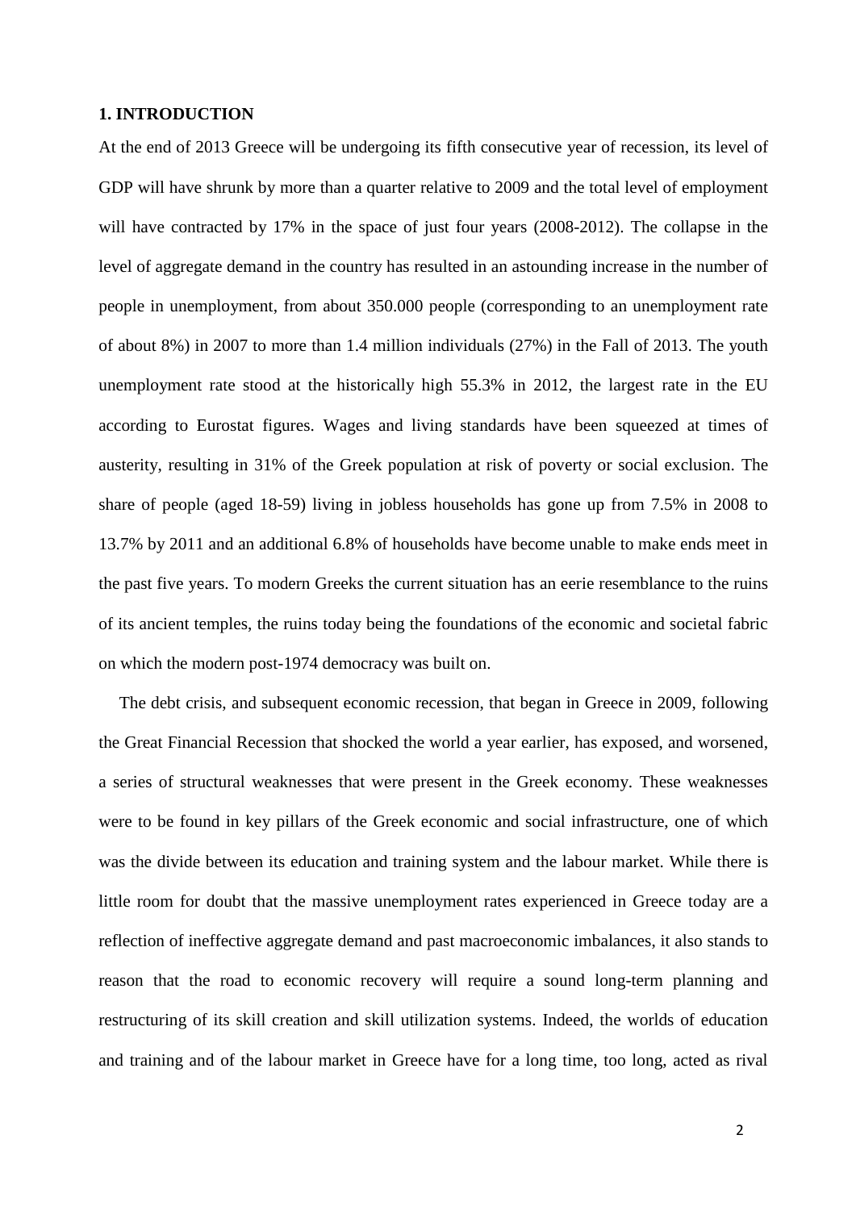## 1. INTRODUCTION

At the end of 2013 Greece will be undergoing its fifth consecutive year of recession, its level of GDP will have shrunk by more than a quarter relative to 2009 and the total level of employment will have contracted by 17% in the space of just four years (2008-2012). The collapse in the level of aggregate demand in the country has resulted in an astounding increase in the number of people in unemployment, from about 350.000 people (corresponding to an unemployment rate of about 8%) in 2007 to more than 1.4 million individuals (27%) in the Fall of 2013. The youth unemployment rate stood at the historically high 55.3% in 2012, the largest rate in the EU according to Eurostat figures. Wages and living standards have been squeezed at times of austerity, resulting in 31% of the Greek population at risk of poverty or social exclusion. The share of people (aged 18-59) living in jobless households has gone up from 7.5% in 2008 to 13.7% by 2011 and an additional 6.8% of households have become unable to make ends meet in the past five years. To modern Greeks the current situation has an eerie resemblance to the ruins of its ancient temples, the ruins today being the foundations of the economic and societal fabric on which the modern post-1974 democracy was built on.

The debt crisis, and subsequent economic recession, that began in Greece in 2009, following the Great Financial Recession that shocked the world a year earlier, has exposed, and worsened, a series of structural weaknesses that were present in the Greek economy. These weaknesses were to be found in key pillars of the Greek economic and social infrastructure, one of which was the divide between its education and training system and the labour market. While there is little room for doubt that the massive unemployment rates experienced in Greece today are a reflection of ineffective aggregate demand and past macroeconomic imbalances, it also stands to reason that the road to economic recovery will require a sound long-term planning and restructuring of its skill creation and skill utilization systems. Indeed, the worlds of education and training and of the labour market in Greece have for a long time, too long, acted as rival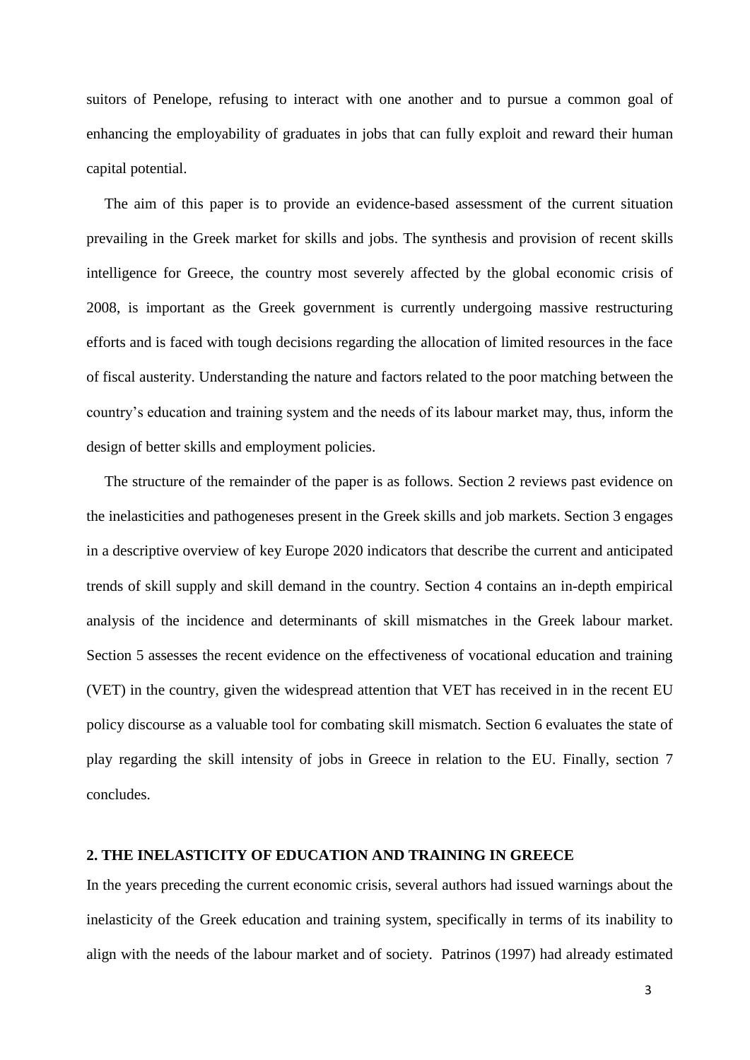suitors of Penelope, refusing to interact with one another and to pursue a common goal of enhancing the employability of graduates in jobs that can fully exploit and reward their human capital potential.

The aim of this paper is to provide an evidence-based assessment of the current situation prevailing in the Greek market for skills and jobs. The synthesis and provision of recent skills intelligence for Greece, the country most severely affected by the global economic crisis of 2008, is important as the Greek government is currently undergoing massive restructuring efforts and is faced with tough decisions regarding the allocation of limited resources in the face of fiscal austerity. Understanding the nature and factors related to the poor matching between the country's education and training system and the needs of its labour market may, thus, inform the design of better skills and employment policies.

The structure of the remainder of the paper is as follows. Section 2 reviews past evidence on the inelasticities and pathogeneses present in the Greek skills and job markets. Section 3 engages in a descriptive overview of key Europe 2020 indicators that describe the current and anticipated trends of skill supply and skill demand in the country. Section 4 contains an in-depth empirical analysis of the incidence and determinants of skill mismatches in the Greek labour market. Section 5 assesses the recent evidence on the effectiveness of vocational education and training (VET) in the country, given the widespread attention that VET has received in in the recent EU policy discourse as a valuable tool for combating skill mismatch. Section 6 evaluates the state of play regarding the skill intensity of jobs in Greece in relation to the EU. Finally, section 7 concludes.

## 2. THE INELASTICITY OF EDUCATION AND TRAINING IN GREECE

In the years preceding the current economic crisis, several authors had issued warnings about the inelasticity of the Greek education and training system, specifically in terms of its inability to align with the needs of the labour market and of society. Patrinos (1997) had already estimated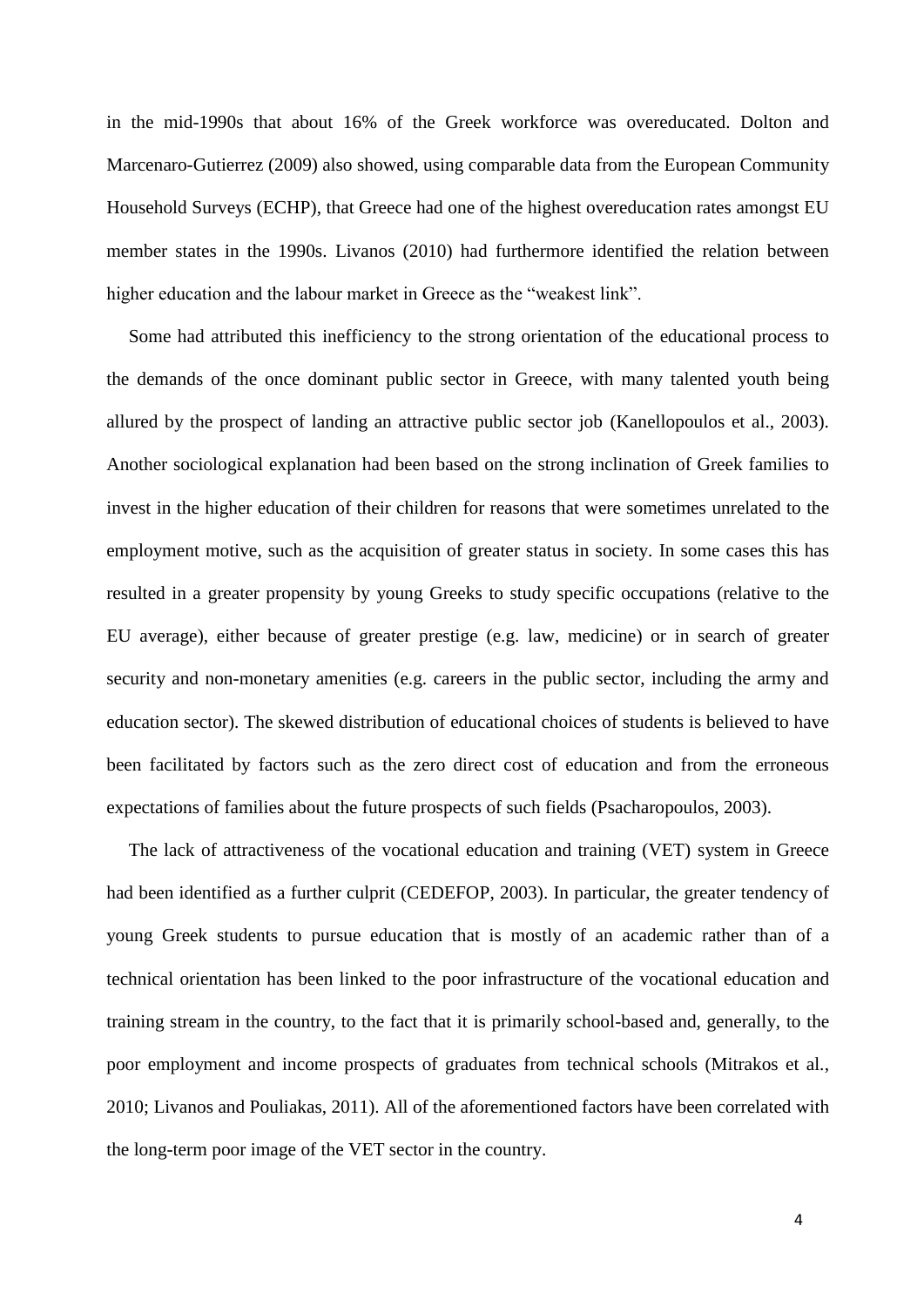in the mid-1990s that about 16% of the Greek workforce was overeducated. Dolton and Marcenaro-Gutierrez (2009) also showed, using comparable data from the European Community Household Surveys (ECHP), that Greece had one of the highest overeducation rates amongst EU member states in the 1990s. Livanos (2010) had furthermore identified the relation between higher education and the labour market in Greece as the "weakest link".

Some had attributed this inefficiency to the strong orientation of the educational process to the demands of the once dominant public sector in Greece, with many talented youth being allured by the prospect of landing an attractive public sector job (Kanellopoulos et al., 2003). Another sociological explanation had been based on the strong inclination of Greek families to invest in the higher education of their children for reasons that were sometimes unrelated to the employment motive, such as the acquisition of greater status in society. In some cases this has resulted in a greater propensity by young Greeks to study specific occupations (relative to the EU average), either because of greater prestige (e.g. law, medicine) or in search of greater security and non-monetary amenities (e.g. careers in the public sector, including the army and education sector). The skewed distribution of educational choices of students is believed to have been facilitated by factors such as the zero direct cost of education and from the erroneous expectations of families about the future prospects of such fields (Psacharopoulos, 2003).

The lack of attractiveness of the vocational education and training (VET) system in Greece had been identified as a further culprit (CEDEFOP, 2003). In particular, the greater tendency of young Greek students to pursue education that is mostly of an academic rather than of a technical orientation has been linked to the poor infrastructure of the vocational education and training stream in the country, to the fact that it is primarily school-based and, generally, to the poor employment and income prospects of graduates from technical schools (Mitrakos et al., 2010; Livanos and Pouliakas, 2011). All of the aforementioned factors have been correlated with the long-term poor image of the VET sector in the country.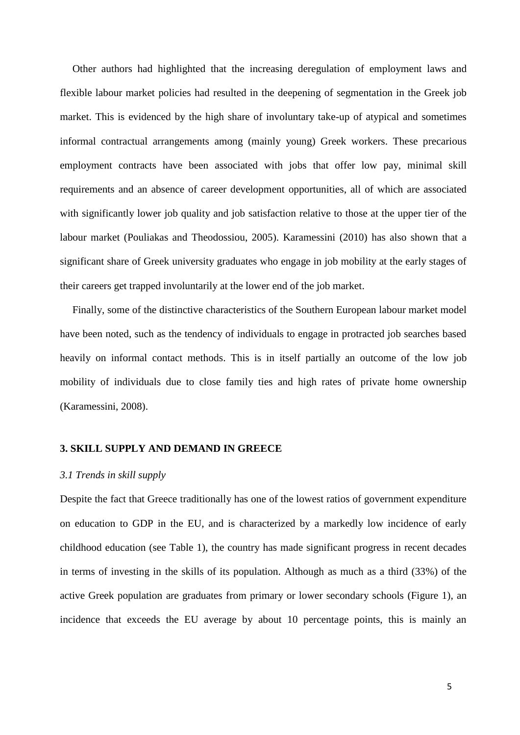Other authors had highlighted that the increasing deregulation of employment laws and flexible labour market policies had resulted in the deepening of segmentation in the Greek job market. This is evidenced by the high share of involuntary take-up of atypical and sometimes informal contractual arrangements among (mainly young) Greek workers. These precarious employment contracts have been associated with jobs that offer low pay, minimal skill requirements and an absence of career development opportunities, all of which are associated with significantly lower job quality and job satisfaction relative to those at the upper tier of the labour market (Pouliakas and Theodossiou, 2005). Karamessini (2010) has also shown that a significant share of Greek university graduates who engage in job mobility at the early stages of their careers get trapped involuntarily at the lower end of the job market.

Finally, some of the distinctive characteristics of the Southern European labour market model have been noted, such as the tendency of individuals to engage in protracted job searches based heavily on informal contact methods. This is in itself partially an outcome of the low job mobility of individuals due to close family ties and high rates of private home ownership (Karamessini, 2008).

## 3. SKILL SUPPLY AND DEMAND IN GREECE

### *3.1 Trends in skill supply*

Despite the fact that Greece traditionally has one of the lowest ratios of government expenditure on education to GDP in the EU, and is characterized by a markedly low incidence of early childhood education (see Table 1), the country has made significant progress in recent decades in terms of investing in the skills of its population. Although as much as a third (33%) of the active Greek population are graduates from primary or lower secondary schools (Figure 1), an incidence that exceeds the EU average by about 10 percentage points, this is mainly an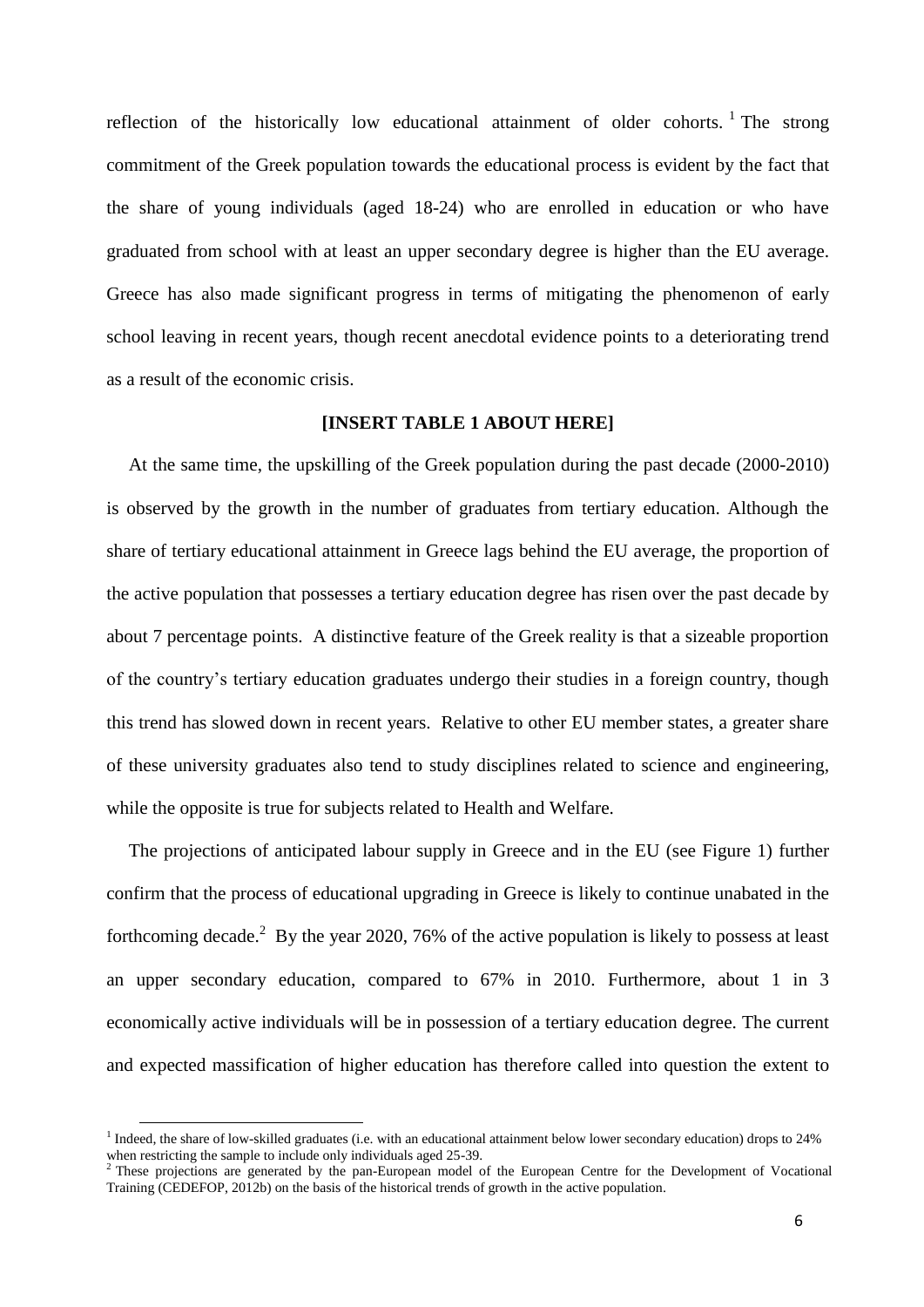reflection of the historically low educational attainment of older cohorts. [1] The strong commitment of the Greek population towards the educational process is evident by the fact that the share of young individuals (aged 18-24) who are enrolled in education or who have graduated from school with at least an upper secondary degree is higher than the EU average. Greece has also made significant progress in terms of mitigating the phenomenon of early school leaving in recent years, though recent anecdotal evidence points to a deteriorating trend as a result of the economic crisis.

**[INSERT TABLE 1 ABOUT HERE]**

At the same time, the upskilling of the Greek population during the past decade (2000-2010) is observed by the growth in the number of graduates from tertiary education. Although the share of tertiary educational attainment in Greece lags behind the EU average, the proportion of the active population that possesses a tertiary education degree has risen over the past decade by about 7 percentage points. A distinctive feature of the Greek reality is that a sizeable proportion of the country's tertiary education graduates undergo their studies in a foreign country, though this trend has slowed down in recent years. Relative to other EU member states, a greater share of these university graduates also tend to study disciplines related to science and engineering, while the opposite is true for subjects related to Health and Welfare.

The projections of anticipated labour supply in Greece and in the EU (see Figure 1) further confirm that the process of educational upgrading in Greece is likely to continue unabated in the forthcoming decade.[2] By the year 2020, 76% of the active population is likely to possess at least an upper secondary education, compared to 67% in 2010. Furthermore, about 1 in 3 economically active individuals will be in possession of a tertiary education degree. The current and expected massification of higher education has therefore called into question the extent to

[1] Indeed, the share of low-skilled graduates (i.e. with an educational attainment below lower secondary education) drops to 24% when restricting the sample to include only individuals aged 25-39.

[2] These projections are generated by the pan-European model of the European Centre for the Development of Vocational Training (CEDEFOP, 2012b) on the basis of the historical trends of growth in the active population.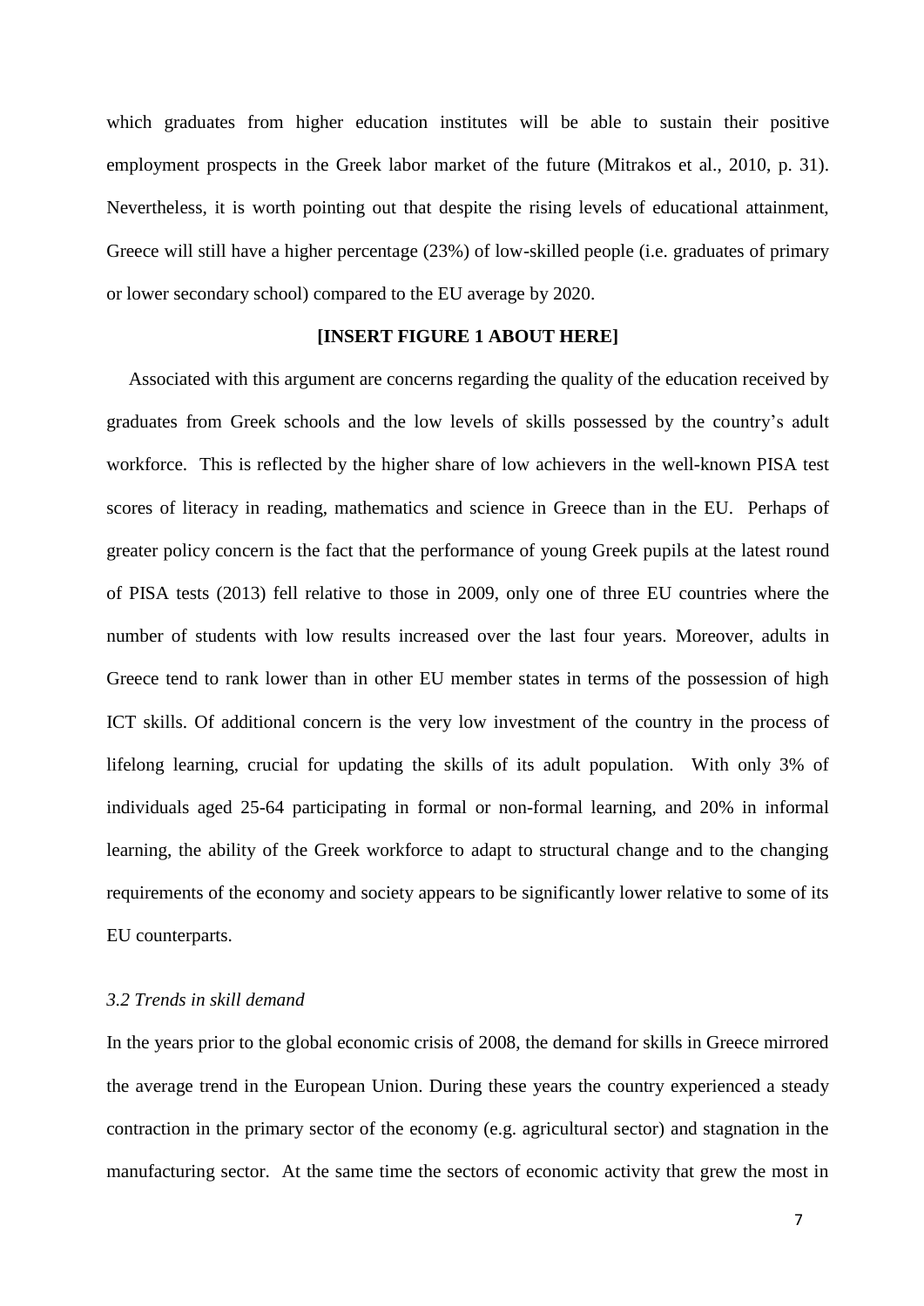which graduates from higher education institutes will be able to sustain their positive employment prospects in the Greek labor market of the future (Mitrakos et al., 2010, p. 31). Nevertheless, it is worth pointing out that despite the rising levels of educational attainment, Greece will still have a higher percentage (23%) of low-skilled people (i.e. graduates of primary or lower secondary school) compared to the EU average by 2020.

**[INSERT FIGURE 1 ABOUT HERE]**

Associated with this argument are concerns regarding the quality of the education received by graduates from Greek schools and the low levels of skills possessed by the country's adult workforce. This is reflected by the higher share of low achievers in the well-known PISA test scores of literacy in reading, mathematics and science in Greece than in the EU. Perhaps of greater policy concern is the fact that the performance of young Greek pupils at the latest round of PISA tests (2013) fell relative to those in 2009, only one of three EU countries where the number of students with low results increased over the last four years. Moreover, adults in Greece tend to rank lower than in other EU member states in terms of the possession of high ICT skills. Of additional concern is the very low investment of the country in the process of lifelong learning, crucial for updating the skills of its adult population. With only 3% of individuals aged 25-64 participating in formal or non-formal learning, and 20% in informal learning, the ability of the Greek workforce to adapt to structural change and to the changing requirements of the economy and society appears to be significantly lower relative to some of its EU counterparts.

### *3.2 Trends in skill demand*

In the years prior to the global economic crisis of 2008, the demand for skills in Greece mirrored the average trend in the European Union. During these years the country experienced a steady contraction in the primary sector of the economy (e.g. agricultural sector) and stagnation in the manufacturing sector. At the same time the sectors of economic activity that grew the most in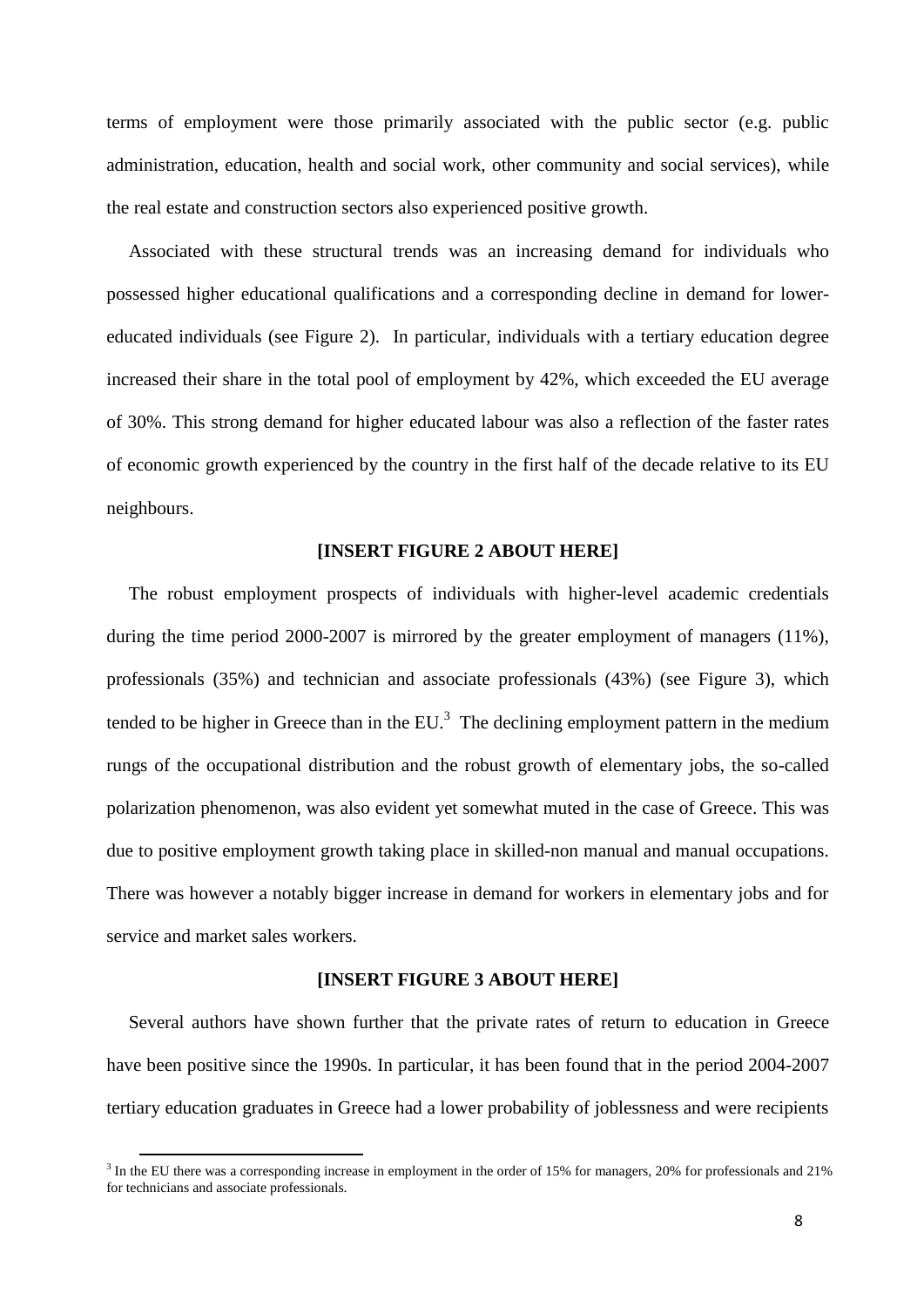terms of employment were those primarily associated with the public sector (e.g. public administration, education, health and social work, other community and social services), while the real estate and construction sectors also experienced positive growth.

Associated with these structural trends was an increasing demand for individuals who possessed higher educational qualifications and a corresponding decline in demand for lower-educated individuals (see Figure 2). In particular, individuals with a tertiary education degree increased their share in the total pool of employment by 42%, which exceeded the EU average of 30%. This strong demand for higher educated labour was also a reflection of the faster rates of economic growth experienced by the country in the first half of the decade relative to its EU neighbours.

**[INSERT FIGURE 2 ABOUT HERE]**

The robust employment prospects of individuals with higher-level academic credentials during the time period 2000-2007 is mirrored by the greater employment of managers (11%), professionals (35%) and technician and associate professionals (43%) (see Figure 3), which tended to be higher in Greece than in the EU.[3] The declining employment pattern in the medium rungs of the occupational distribution and the robust growth of elementary jobs, the so-called polarization phenomenon, was also evident yet somewhat muted in the case of Greece. This was due to positive employment growth taking place in skilled-non manual and manual occupations. There was however a notably bigger increase in demand for workers in elementary jobs and for service and market sales workers.

**[INSERT FIGURE 3 ABOUT HERE]**

Several authors have shown further that the private rates of return to education in Greece have been positive since the 1990s. In particular, it has been found that in the period 2004-2007 tertiary education graduates in Greece had a lower probability of joblessness and were recipients

[3] In the EU there was a corresponding increase in employment in the order of 15% for managers, 20% for professionals and 21% for technicians and associate professionals.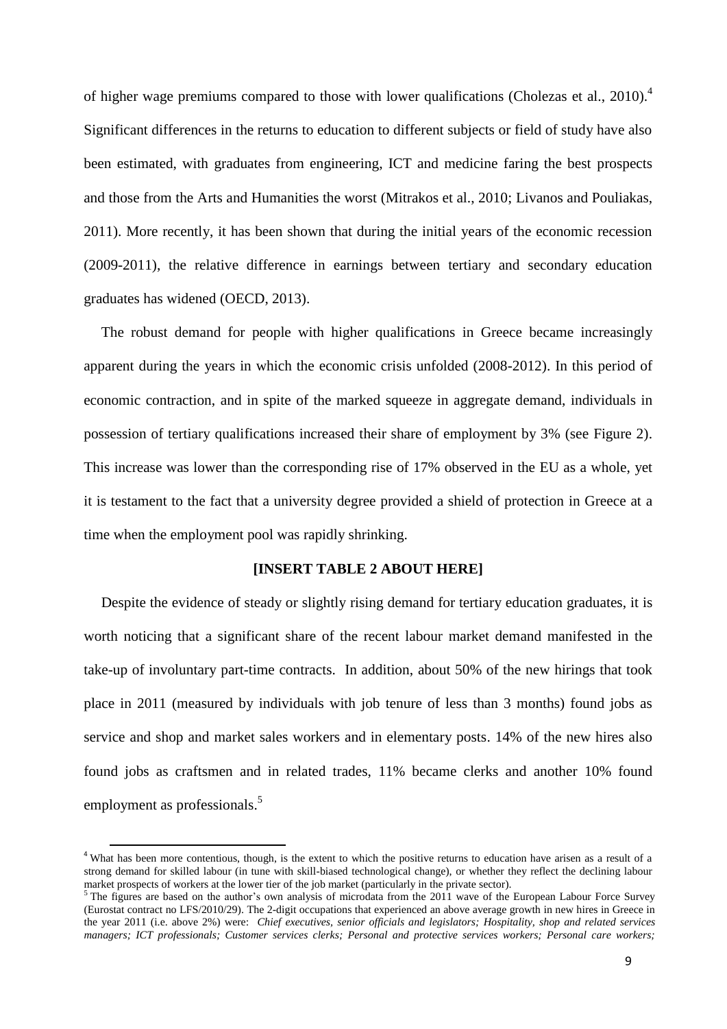of higher wage premiums compared to those with lower qualifications (Cholezas et al., 2010).[4] Significant differences in the returns to education to different subjects or field of study have also been estimated, with graduates from engineering, ICT and medicine faring the best prospects and those from the Arts and Humanities the worst (Mitrakos et al., 2010; Livanos and Pouliakas, 2011). More recently, it has been shown that during the initial years of the economic recession (2009-2011), the relative difference in earnings between tertiary and secondary education graduates has widened (OECD, 2013).

The robust demand for people with higher qualifications in Greece became increasingly apparent during the years in which the economic crisis unfolded (2008-2012). In this period of economic contraction, and in spite of the marked squeeze in aggregate demand, individuals in possession of tertiary qualifications increased their share of employment by 3% (see Figure 2). This increase was lower than the corresponding rise of 17% observed in the EU as a whole, yet it is testament to the fact that a university degree provided a shield of protection in Greece at a time when the employment pool was rapidly shrinking.

**[INSERT TABLE 2 ABOUT HERE]**

Despite the evidence of steady or slightly rising demand for tertiary education graduates, it is worth noticing that a significant share of the recent labour market demand manifested in the take-up of involuntary part-time contracts. In addition, about 50% of the new hirings that took place in 2011 (measured by individuals with job tenure of less than 3 months) found jobs as service and shop and market sales workers and in elementary posts. 14% of the new hires also found jobs as craftsmen and in related trades, 11% became clerks and another 10% found employment as professionals.[5]

[4] What has been more contentious, though, is the extent to which the positive returns to education have arisen as a result of a strong demand for skilled labour (in tune with skill-biased technological change), or whether they reflect the declining labour market prospects of workers at the lower tier of the job market (particularly in the private sector).

[5] The figures are based on the author's own analysis of microdata from the 2011 wave of the European Labour Force Survey (Eurostat contract no LFS/2010/29). The 2-digit occupations that experienced an above average growth in new hires in Greece in the year 2011 (i.e. above 2%) were: *Chief executives, senior officials and legislators; Hospitality, shop and related services managers; ICT professionals; Customer services clerks; Personal and protective services workers; Personal care workers;*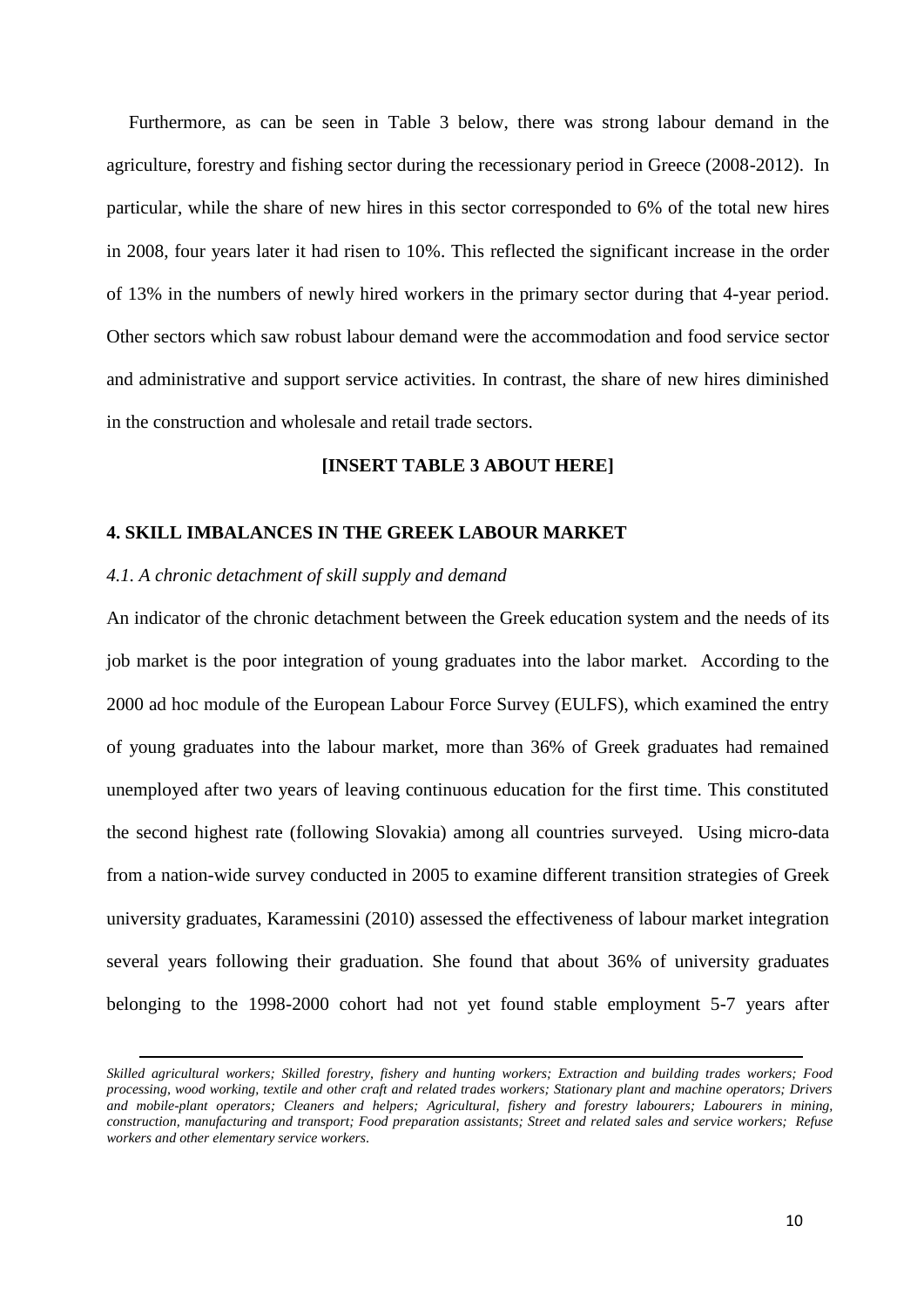Furthermore, as can be seen in Table 3 below, there was strong labour demand in the agriculture, forestry and fishing sector during the recessionary period in Greece (2008-2012). In particular, while the share of new hires in this sector corresponded to 6% of the total new hires in 2008, four years later it had risen to 10%. This reflected the significant increase in the order of 13% in the numbers of newly hired workers in the primary sector during that 4-year period. Other sectors which saw robust labour demand were the accommodation and food service sector and administrative and support service activities. In contrast, the share of new hires diminished in the construction and wholesale and retail trade sectors.

**[INSERT TABLE 3 ABOUT HERE]**

## 4. SKILL IMBALANCES IN THE GREEK LABOUR MARKET

### *4.1. A chronic detachment of skill supply and demand*

An indicator of the chronic detachment between the Greek education system and the needs of its job market is the poor integration of young graduates into the labor market. According to the 2000 ad hoc module of the European Labour Force Survey (EULFS), which examined the entry of young graduates into the labour market, more than 36% of Greek graduates had remained unemployed after two years of leaving continuous education for the first time. This constituted the second highest rate (following Slovakia) among all countries surveyed. Using micro-data from a nation-wide survey conducted in 2005 to examine different transition strategies of Greek university graduates, Karamessini (2010) assessed the effectiveness of labour market integration several years following their graduation. She found that about 36% of university graduates belonging to the 1998-2000 cohort had not yet found stable employment 5-7 years after

---

*Skilled agricultural workers; Skilled forestry, fishery and hunting workers; Extraction and building trades workers; Food processing, wood working, textile and other craft and related trades workers; Stationary plant and machine operators; Drivers and mobile-plant operators; Cleaners and helpers; Agricultural, fishery and forestry labourers; Labourers in mining, construction, manufacturing and transport; Food preparation assistants; Street and related sales and service workers; Refuse workers and other elementary service workers.*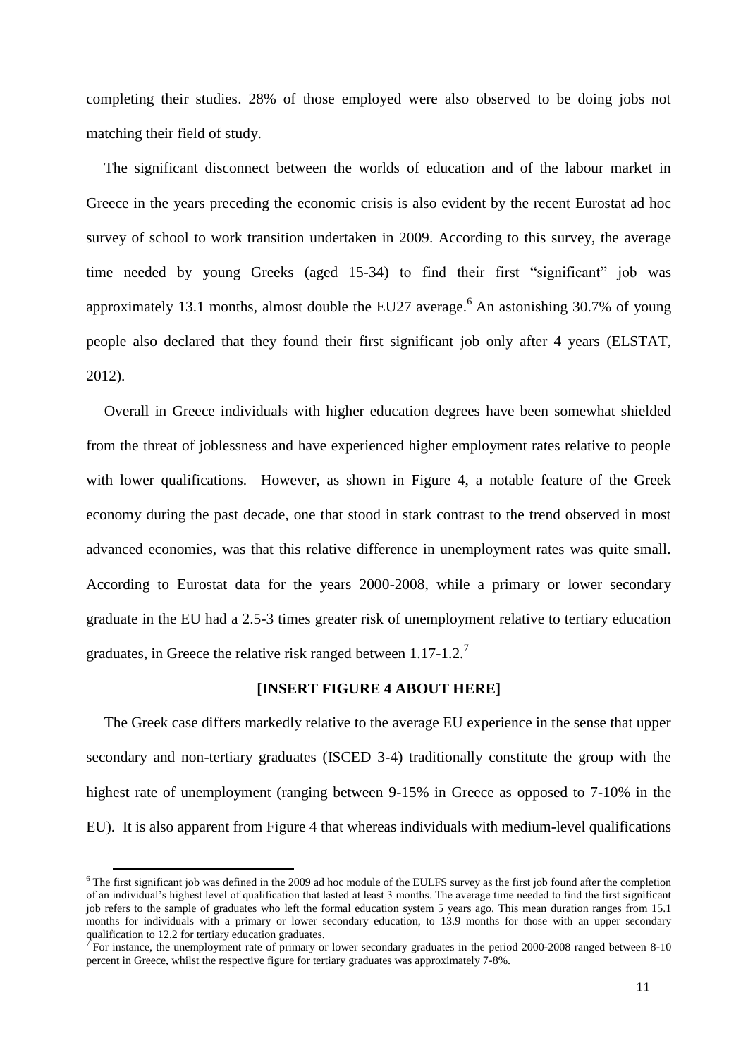completing their studies. 28% of those employed were also observed to be doing jobs not matching their field of study.

The significant disconnect between the worlds of education and of the labour market in Greece in the years preceding the economic crisis is also evident by the recent Eurostat ad hoc survey of school to work transition undertaken in 2009. According to this survey, the average time needed by young Greeks (aged 15-34) to find their first "significant" job was approximately 13.1 months, almost double the EU27 average.[6] An astonishing 30.7% of young people also declared that they found their first significant job only after 4 years (ELSTAT, 2012).

Overall in Greece individuals with higher education degrees have been somewhat shielded from the threat of joblessness and have experienced higher employment rates relative to people with lower qualifications. However, as shown in Figure 4, a notable feature of the Greek economy during the past decade, one that stood in stark contrast to the trend observed in most advanced economies, was that this relative difference in unemployment rates was quite small. According to Eurostat data for the years 2000-2008, while a primary or lower secondary graduate in the EU had a 2.5-3 times greater risk of unemployment relative to tertiary education graduates, in Greece the relative risk ranged between 1.17-1.2.[7]

**[INSERT FIGURE 4 ABOUT HERE]**

The Greek case differs markedly relative to the average EU experience in the sense that upper secondary and non-tertiary graduates (ISCED 3-4) traditionally constitute the group with the highest rate of unemployment (ranging between 9-15% in Greece as opposed to 7-10% in the EU). It is also apparent from Figure 4 that whereas individuals with medium-level qualifications

---

[6] The first significant job was defined in the 2009 ad hoc module of the EULFS survey as the first job found after the completion of an individual's highest level of qualification that lasted at least 3 months. The average time needed to find the first significant job refers to the sample of graduates who left the formal education system 5 years ago. This mean duration ranges from 15.1 months for individuals with a primary or lower secondary education, to 13.9 months for those with an upper secondary qualification to 12.2 for tertiary education graduates.

[7] For instance, the unemployment rate of primary or lower secondary graduates in the period 2000-2008 ranged between 8-10 percent in Greece, whilst the respective figure for tertiary graduates was approximately 7-8%.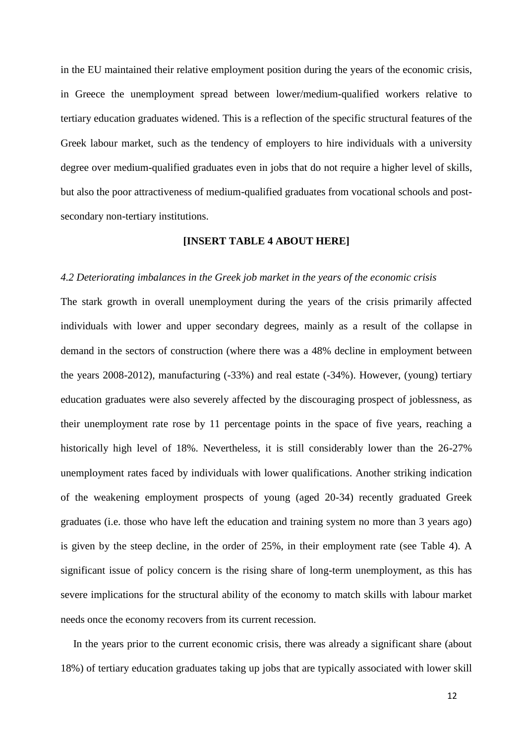in the EU maintained their relative employment position during the years of the economic crisis, in Greece the unemployment spread between lower/medium-qualified workers relative to tertiary education graduates widened. This is a reflection of the specific structural features of the Greek labour market, such as the tendency of employers to hire individuals with a university degree over medium-qualified graduates even in jobs that do not require a higher level of skills, but also the poor attractiveness of medium-qualified graduates from vocational schools and post-secondary non-tertiary institutions.

**[INSERT TABLE 4 ABOUT HERE]**

*4.2 Deteriorating imbalances in the Greek job market in the years of the economic crisis*

The stark growth in overall unemployment during the years of the crisis primarily affected individuals with lower and upper secondary degrees, mainly as a result of the collapse in demand in the sectors of construction (where there was a 48% decline in employment between the years 2008-2012), manufacturing (-33%) and real estate (-34%). However, (young) tertiary education graduates were also severely affected by the discouraging prospect of joblessness, as their unemployment rate rose by 11 percentage points in the space of five years, reaching a historically high level of 18%. Nevertheless, it is still considerably lower than the 26-27% unemployment rates faced by individuals with lower qualifications. Another striking indication of the weakening employment prospects of young (aged 20-34) recently graduated Greek graduates (i.e. those who have left the education and training system no more than 3 years ago) is given by the steep decline, in the order of 25%, in their employment rate (see Table 4). A significant issue of policy concern is the rising share of long-term unemployment, as this has severe implications for the structural ability of the economy to match skills with labour market needs once the economy recovers from its current recession.

In the years prior to the current economic crisis, there was already a significant share (about 18%) of tertiary education graduates taking up jobs that are typically associated with lower skill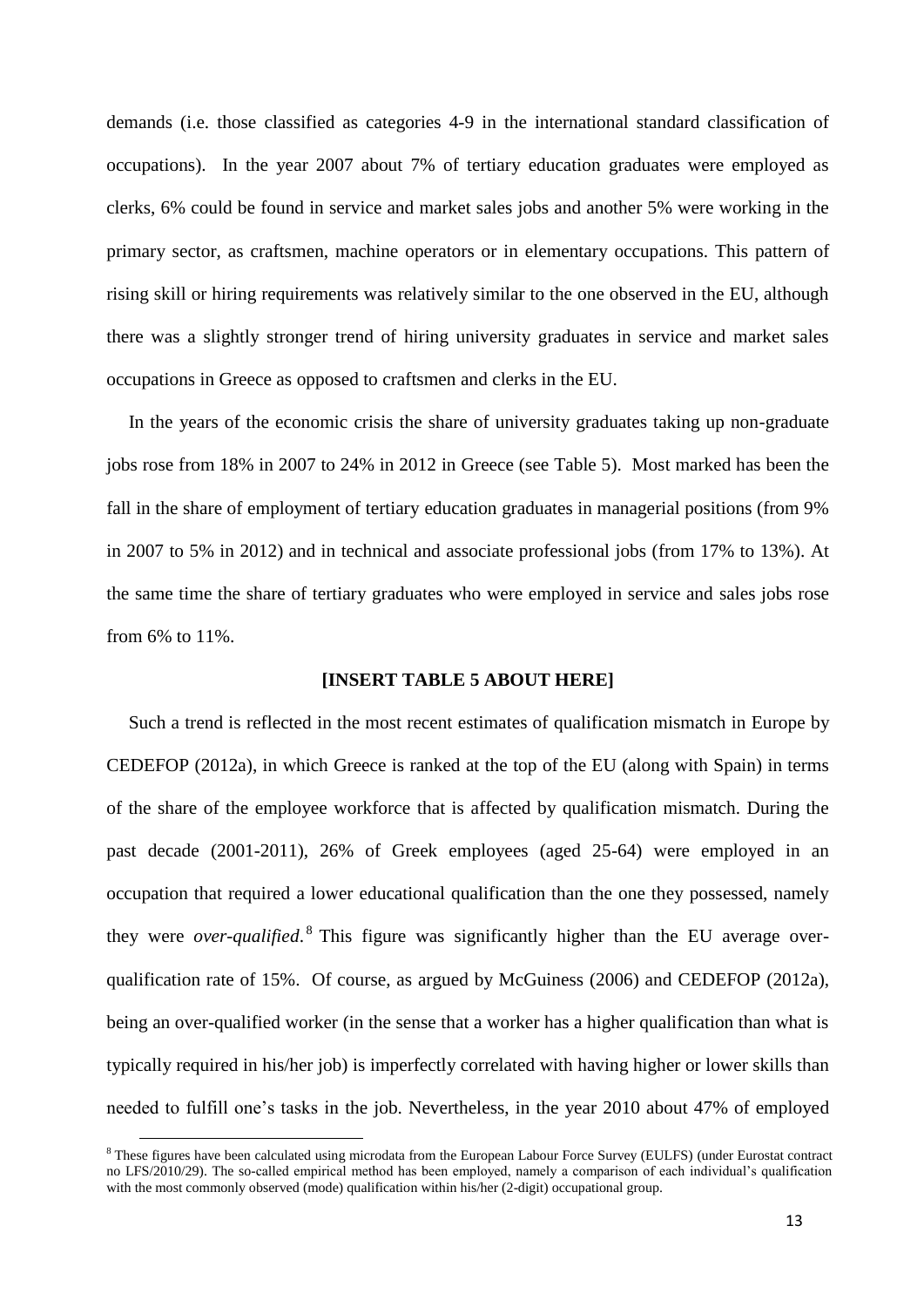demands (i.e. those classified as categories 4-9 in the international standard classification of occupations). In the year 2007 about 7% of tertiary education graduates were employed as clerks, 6% could be found in service and market sales jobs and another 5% were working in the primary sector, as craftsmen, machine operators or in elementary occupations. This pattern of rising skill or hiring requirements was relatively similar to the one observed in the EU, although there was a slightly stronger trend of hiring university graduates in service and market sales occupations in Greece as opposed to craftsmen and clerks in the EU.

In the years of the economic crisis the share of university graduates taking up non-graduate jobs rose from 18% in 2007 to 24% in 2012 in Greece (see Table 5). Most marked has been the fall in the share of employment of tertiary education graduates in managerial positions (from 9% in 2007 to 5% in 2012) and in technical and associate professional jobs (from 17% to 13%). At the same time the share of tertiary graduates who were employed in service and sales jobs rose from 6% to 11%.

**[INSERT TABLE 5 ABOUT HERE]**

Such a trend is reflected in the most recent estimates of qualification mismatch in Europe by CEDEFOP (2012a), in which Greece is ranked at the top of the EU (along with Spain) in terms of the share of the employee workforce that is affected by qualification mismatch. During the past decade (2001-2011), 26% of Greek employees (aged 25-64) were employed in an occupation that required a lower educational qualification than the one they possessed, namely they were *over-qualified*.[8] This figure was significantly higher than the EU average over-qualification rate of 15%. Of course, as argued by McGuiness (2006) and CEDEFOP (2012a), being an over-qualified worker (in the sense that a worker has a higher qualification than what is typically required in his/her job) is imperfectly correlated with having higher or lower skills than needed to fulfill one's tasks in the job. Nevertheless, in the year 2010 about 47% of employed

---

[8] These figures have been calculated using microdata from the European Labour Force Survey (EULFS) (under Eurostat contract no LFS/2010/29). The so-called empirical method has been employed, namely a comparison of each individual's qualification with the most commonly observed (mode) qualification within his/her (2-digit) occupational group.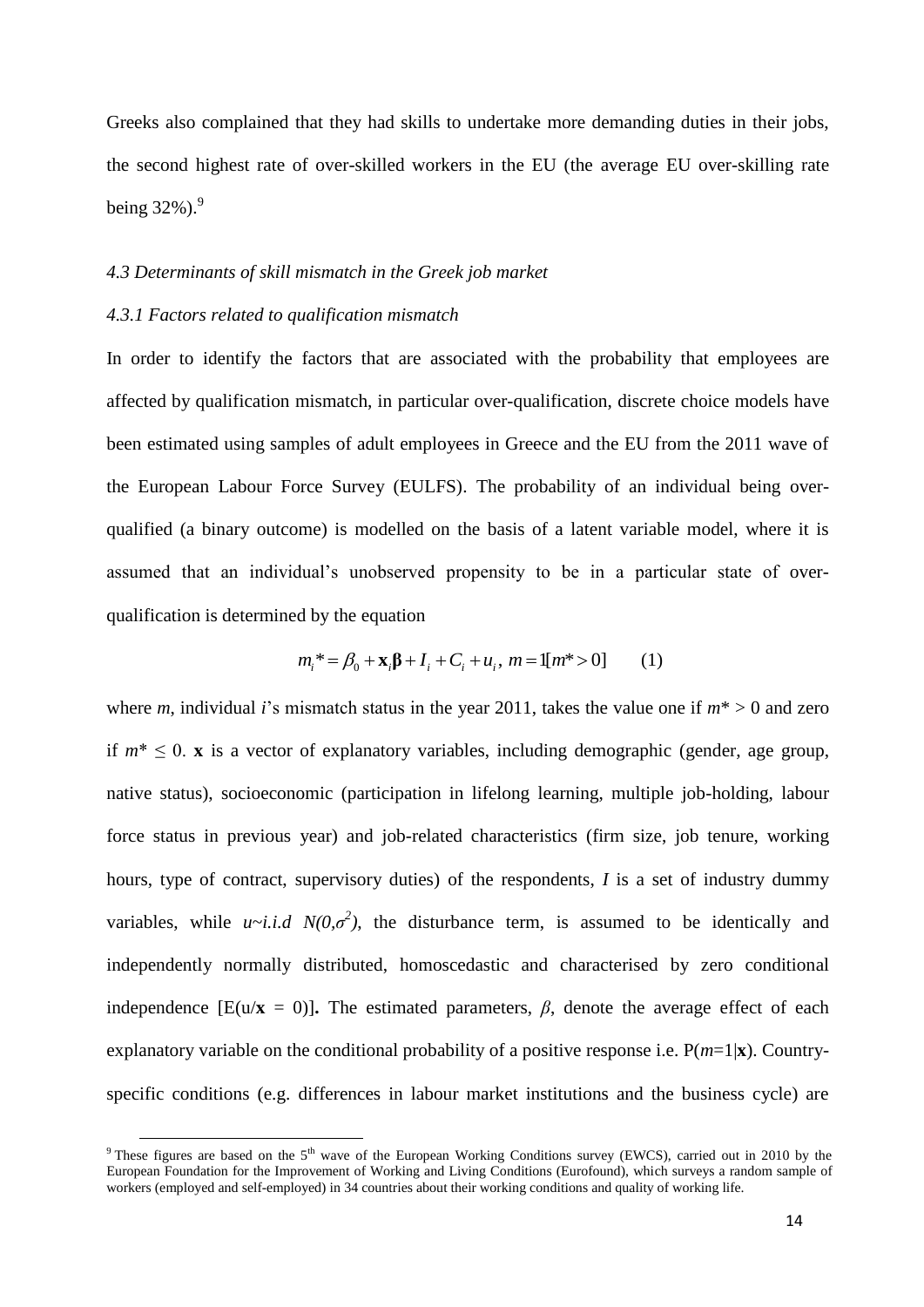Greeks also complained that they had skills to undertake more demanding duties in their jobs, the second highest rate of over-skilled workers in the EU (the average EU over-skilling rate being 32%).[9]

*4.3 Determinants of skill mismatch in the Greek job market*

*4.3.1 Factors related to qualification mismatch*

In order to identify the factors that are associated with the probability that employees are affected by qualification mismatch, in particular over-qualification, discrete choice models have been estimated using samples of adult employees in Greece and the EU from the 2011 wave of the European Labour Force Survey (EULFS). The probability of an individual being over-qualified (a binary outcome) is modelled on the basis of a latent variable model, where it is assumed that an individual's unobserved propensity to be in a particular state of over-qualification is determined by the equation

$$m_i^* = \beta_0 + \mathbf{x}_i\boldsymbol{\beta} + I_i + C_i + u_i,\ m = 1[m^* > 0] \qquad (1)$$

where *m*, individual *i*'s mismatch status in the year 2011, takes the value one if $m^* > 0$ and zero if $m^* \leq 0$. **x** is a vector of explanatory variables, including demographic (gender, age group, native status), socioeconomic (participation in lifelong learning, multiple job-holding, labour force status in previous year) and job-related characteristics (firm size, job tenure, working hours, type of contract, supervisory duties) of the respondents, *I* is a set of industry dummy variables, while $u \sim i.i.d\ N(0,\sigma^2)$, the disturbance term, is assumed to be identically and independently normally distributed, homoscedastic and characterised by zero conditional independence $[E(u/\mathbf{x} = 0)]$**.** The estimated parameters, $\beta$, denote the average effect of each explanatory variable on the conditional probability of a positive response i.e. $P(m=1|\mathbf{x})$. Country-specific conditions (e.g. differences in labour market institutions and the business cycle) are

[9] These figures are based on the 5th wave of the European Working Conditions survey (EWCS), carried out in 2010 by the European Foundation for the Improvement of Working and Living Conditions (Eurofound), which surveys a random sample of workers (employed and self-employed) in 34 countries about their working conditions and quality of working life.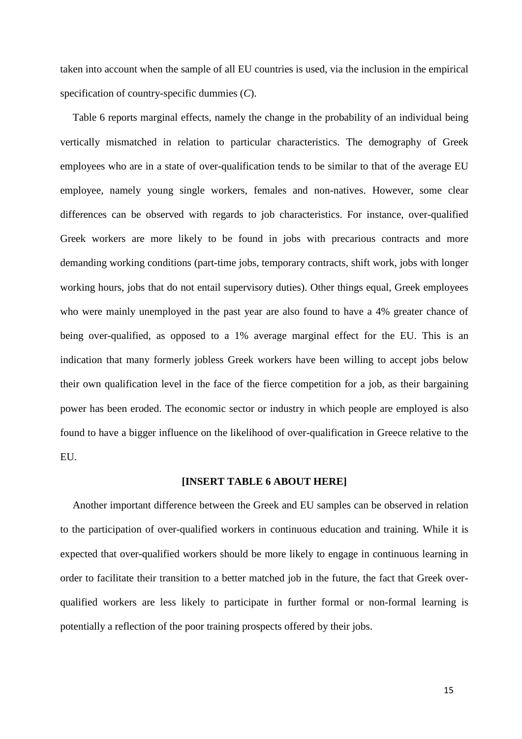taken into account when the sample of all EU countries is used, via the inclusion in the empirical specification of country-specific dummies (*C*).

Table 6 reports marginal effects, namely the change in the probability of an individual being vertically mismatched in relation to particular characteristics. The demography of Greek employees who are in a state of over-qualification tends to be similar to that of the average EU employee, namely young single workers, females and non-natives. However, some clear differences can be observed with regards to job characteristics. For instance, over-qualified Greek workers are more likely to be found in jobs with precarious contracts and more demanding working conditions (part-time jobs, temporary contracts, shift work, jobs with longer working hours, jobs that do not entail supervisory duties). Other things equal, Greek employees who were mainly unemployed in the past year are also found to have a 4% greater chance of being over-qualified, as opposed to a 1% average marginal effect for the EU. This is an indication that many formerly jobless Greek workers have been willing to accept jobs below their own qualification level in the face of the fierce competition for a job, as their bargaining power has been eroded. The economic sector or industry in which people are employed is also found to have a bigger influence on the likelihood of over-qualification in Greece relative to the EU.

**[INSERT TABLE 6 ABOUT HERE]**

Another important difference between the Greek and EU samples can be observed in relation to the participation of over-qualified workers in continuous education and training. While it is expected that over-qualified workers should be more likely to engage in continuous learning in order to facilitate their transition to a better matched job in the future, the fact that Greek over-qualified workers are less likely to participate in further formal or non-formal learning is potentially a reflection of the poor training prospects offered by their jobs.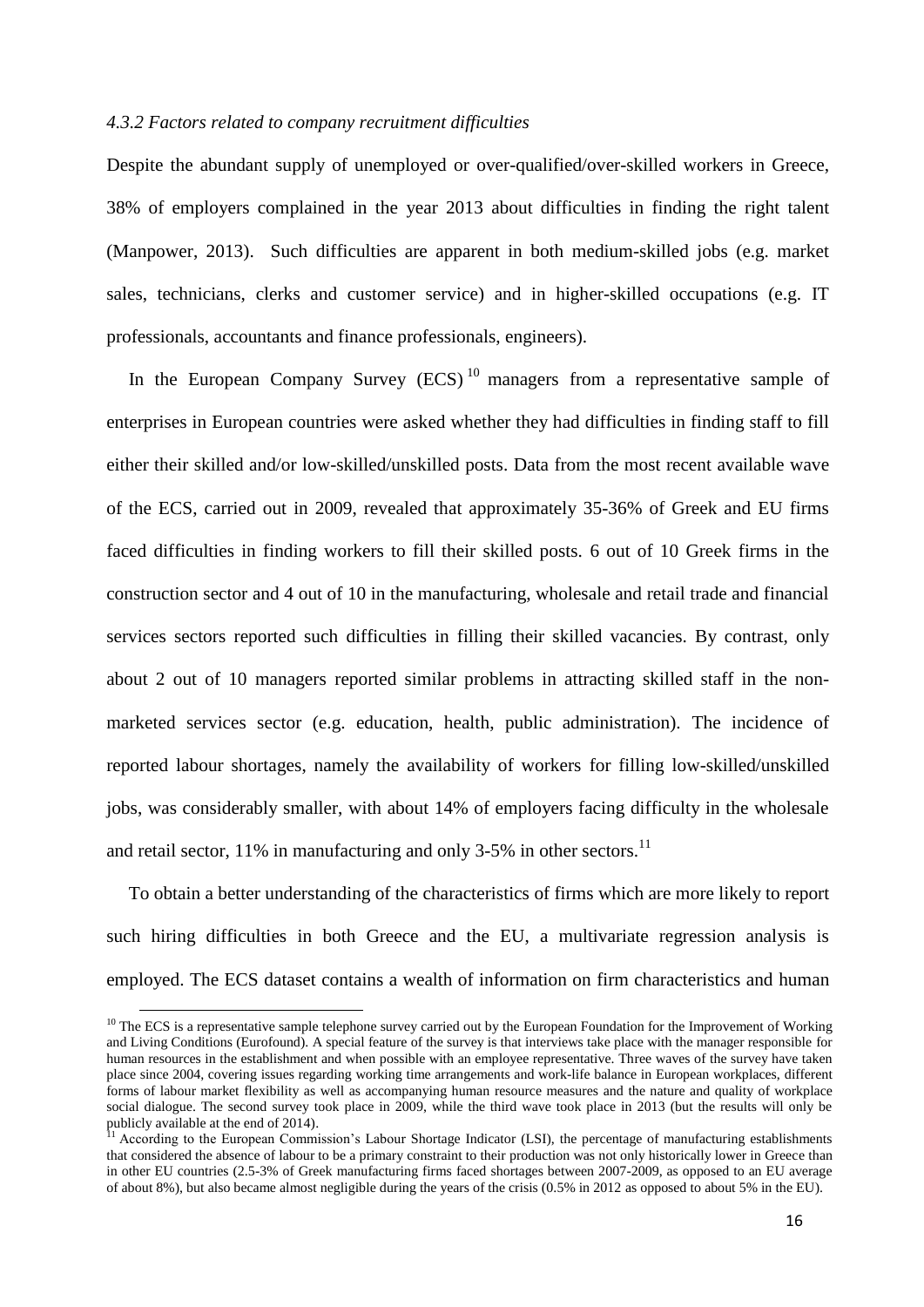*4.3.2 Factors related to company recruitment difficulties*

Despite the abundant supply of unemployed or over-qualified/over-skilled workers in Greece, 38% of employers complained in the year 2013 about difficulties in finding the right talent (Manpower, 2013). Such difficulties are apparent in both medium-skilled jobs (e.g. market sales, technicians, clerks and customer service) and in higher-skilled occupations (e.g. IT professionals, accountants and finance professionals, engineers).

In the European Company Survey (ECS) [10] managers from a representative sample of enterprises in European countries were asked whether they had difficulties in finding staff to fill either their skilled and/or low-skilled/unskilled posts. Data from the most recent available wave of the ECS, carried out in 2009, revealed that approximately 35-36% of Greek and EU firms faced difficulties in finding workers to fill their skilled posts. 6 out of 10 Greek firms in the construction sector and 4 out of 10 in the manufacturing, wholesale and retail trade and financial services sectors reported such difficulties in filling their skilled vacancies. By contrast, only about 2 out of 10 managers reported similar problems in attracting skilled staff in the non-marketed services sector (e.g. education, health, public administration). The incidence of reported labour shortages, namely the availability of workers for filling low-skilled/unskilled jobs, was considerably smaller, with about 14% of employers facing difficulty in the wholesale and retail sector, 11% in manufacturing and only 3-5% in other sectors.[11]

To obtain a better understanding of the characteristics of firms which are more likely to report such hiring difficulties in both Greece and the EU, a multivariate regression analysis is employed. The ECS dataset contains a wealth of information on firm characteristics and human

[10] The ECS is a representative sample telephone survey carried out by the European Foundation for the Improvement of Working and Living Conditions (Eurofound). A special feature of the survey is that interviews take place with the manager responsible for human resources in the establishment and when possible with an employee representative. Three waves of the survey have taken place since 2004, covering issues regarding working time arrangements and work-life balance in European workplaces, different forms of labour market flexibility as well as accompanying human resource measures and the nature and quality of workplace social dialogue. The second survey took place in 2009, while the third wave took place in 2013 (but the results will only be publicly available at the end of 2014).

[11] According to the European Commission's Labour Shortage Indicator (LSI), the percentage of manufacturing establishments that considered the absence of labour to be a primary constraint to their production was not only historically lower in Greece than in other EU countries (2.5-3% of Greek manufacturing firms faced shortages between 2007-2009, as opposed to an EU average of about 8%), but also became almost negligible during the years of the crisis (0.5% in 2012 as opposed to about 5% in the EU).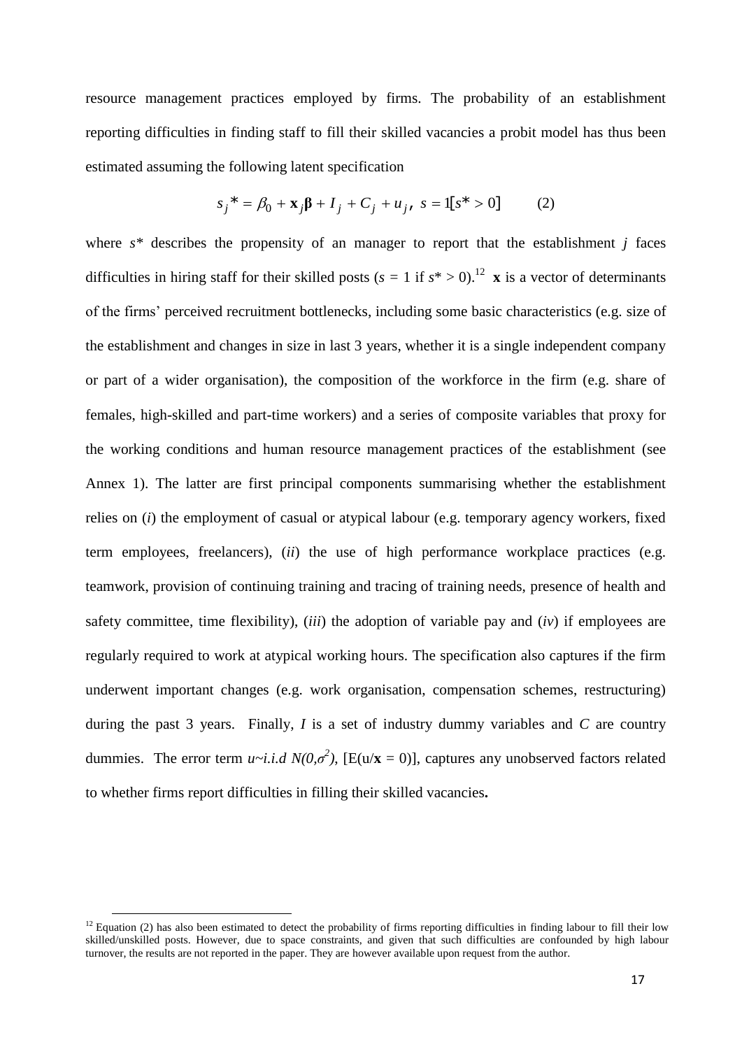resource management practices employed by firms. The probability of an establishment reporting difficulties in finding staff to fill their skilled vacancies a probit model has thus been estimated assuming the following latent specification

$$s_j{}^* = \beta_0 + \mathbf{x}_j\boldsymbol{\beta} + I_j + C_j + u_j, \; s = 1[s^* > 0] \qquad (2)$$

where $s^*$ describes the propensity of an manager to report that the establishment $j$ faces difficulties in hiring staff for their skilled posts ($s$ = 1 if $s^* > 0$).[12] $\mathbf{x}$ is a vector of determinants of the firms' perceived recruitment bottlenecks, including some basic characteristics (e.g. size of the establishment and changes in size in last 3 years, whether it is a single independent company or part of a wider organisation), the composition of the workforce in the firm (e.g. share of females, high-skilled and part-time workers) and a series of composite variables that proxy for the working conditions and human resource management practices of the establishment (see Annex 1). The latter are first principal components summarising whether the establishment relies on (*i*) the employment of casual or atypical labour (e.g. temporary agency workers, fixed term employees, freelancers), (*ii*) the use of high performance workplace practices (e.g. teamwork, provision of continuing training and tracing of training needs, presence of health and safety committee, time flexibility), (*iii*) the adoption of variable pay and (*iv*) if employees are regularly required to work at atypical working hours. The specification also captures if the firm underwent important changes (e.g. work organisation, compensation schemes, restructuring) during the past 3 years. Finally, $I$ is a set of industry dummy variables and $C$ are country dummies. The error term $u \sim i.i.d\ N(0,\sigma^2)$, [$E(u/\mathbf{x} = 0)$], captures any unobserved factors related to whether firms report difficulties in filling their skilled vacancies**.**

[12] Equation (2) has also been estimated to detect the probability of firms reporting difficulties in finding labour to fill their low skilled/unskilled posts. However, due to space constraints, and given that such difficulties are confounded by high labour turnover, the results are not reported in the paper. They are however available upon request from the author.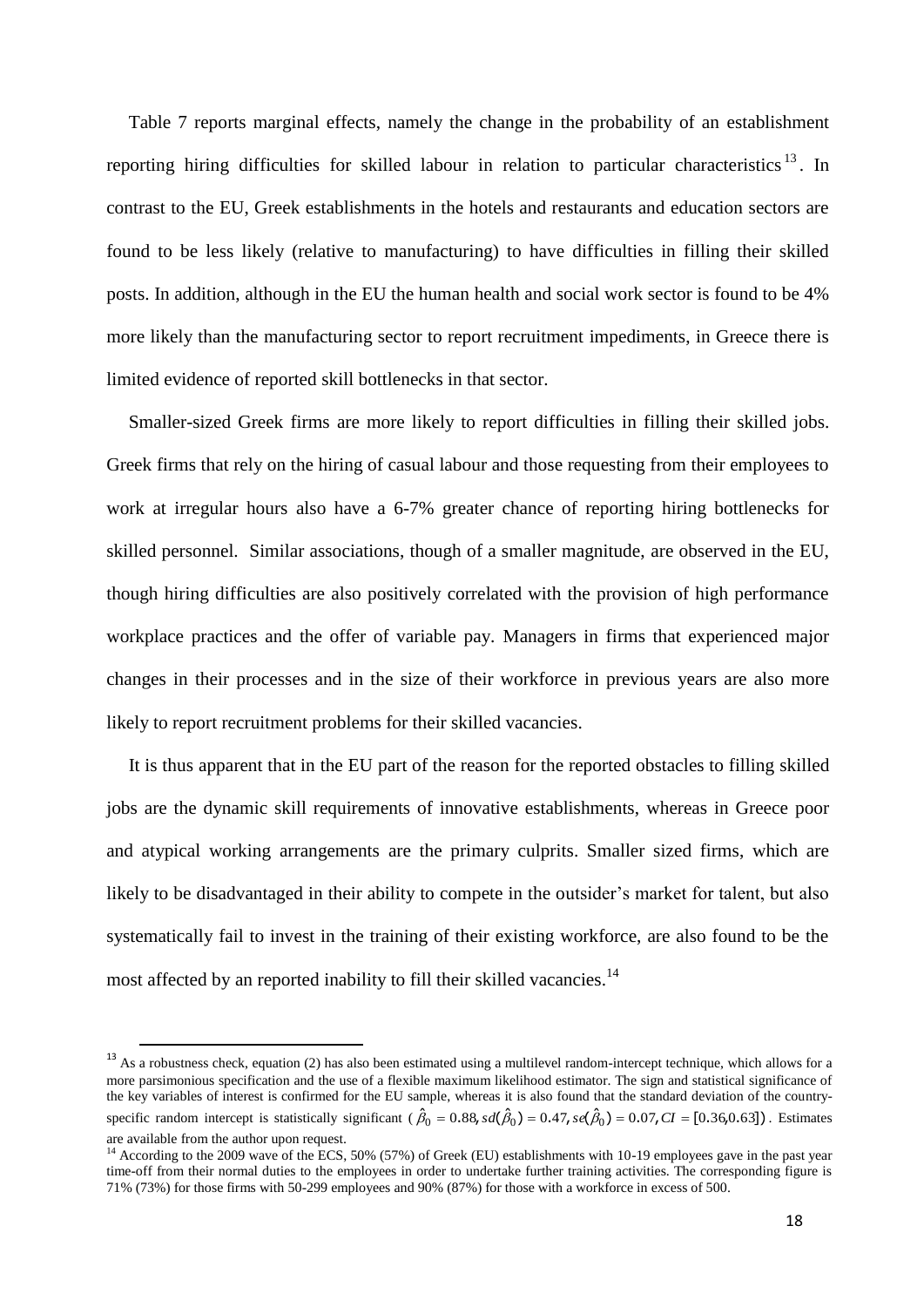Table 7 reports marginal effects, namely the change in the probability of an establishment reporting hiring difficulties for skilled labour in relation to particular characteristics[13]. In contrast to the EU, Greek establishments in the hotels and restaurants and education sectors are found to be less likely (relative to manufacturing) to have difficulties in filling their skilled posts. In addition, although in the EU the human health and social work sector is found to be 4% more likely than the manufacturing sector to report recruitment impediments, in Greece there is limited evidence of reported skill bottlenecks in that sector.

Smaller-sized Greek firms are more likely to report difficulties in filling their skilled jobs. Greek firms that rely on the hiring of casual labour and those requesting from their employees to work at irregular hours also have a 6-7% greater chance of reporting hiring bottlenecks for skilled personnel. Similar associations, though of a smaller magnitude, are observed in the EU, though hiring difficulties are also positively correlated with the provision of high performance workplace practices and the offer of variable pay. Managers in firms that experienced major changes in their processes and in the size of their workforce in previous years are also more likely to report recruitment problems for their skilled vacancies.

It is thus apparent that in the EU part of the reason for the reported obstacles to filling skilled jobs are the dynamic skill requirements of innovative establishments, whereas in Greece poor and atypical working arrangements are the primary culprits. Smaller sized firms, which are likely to be disadvantaged in their ability to compete in the outsider's market for talent, but also systematically fail to invest in the training of their existing workforce, are also found to be the most affected by an reported inability to fill their skilled vacancies.[14]

[13] As a robustness check, equation (2) has also been estimated using a multilevel random-intercept technique, which allows for a more parsimonious specification and the use of a flexible maximum likelihood estimator. The sign and statistical significance of the key variables of interest is confirmed for the EU sample, whereas it is also found that the standard deviation of the country-specific random intercept is statistically significant ($\hat{\beta}_0 = 0.88, sd(\hat{\beta}_0) = 0.47, se(\hat{\beta}_0) = 0.07, CI = [0.36, 0.63]$). Estimates are available from the author upon request.

[14] According to the 2009 wave of the ECS, 50% (57%) of Greek (EU) establishments with 10-19 employees gave in the past year time-off from their normal duties to the employees in order to undertake further training activities. The corresponding figure is 71% (73%) for those firms with 50-299 employees and 90% (87%) for those with a workforce in excess of 500.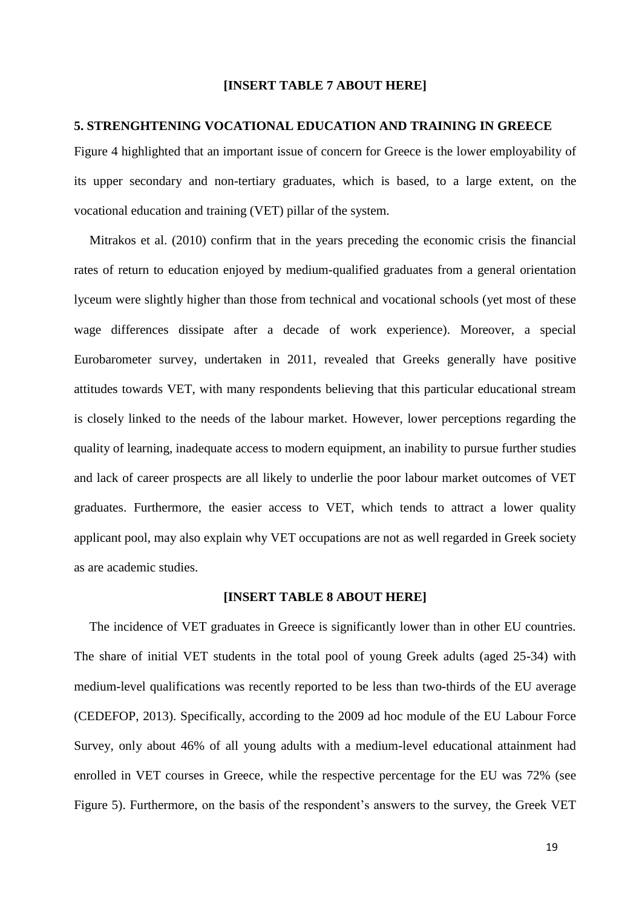**[INSERT TABLE 7 ABOUT HERE]**

## 5. STRENGHTENING VOCATIONAL EDUCATION AND TRAINING IN GREECE

Figure 4 highlighted that an important issue of concern for Greece is the lower employability of its upper secondary and non-tertiary graduates, which is based, to a large extent, on the vocational education and training (VET) pillar of the system.

Mitrakos et al. (2010) confirm that in the years preceding the economic crisis the financial rates of return to education enjoyed by medium-qualified graduates from a general orientation lyceum were slightly higher than those from technical and vocational schools (yet most of these wage differences dissipate after a decade of work experience). Moreover, a special Eurobarometer survey, undertaken in 2011, revealed that Greeks generally have positive attitudes towards VET, with many respondents believing that this particular educational stream is closely linked to the needs of the labour market. However, lower perceptions regarding the quality of learning, inadequate access to modern equipment, an inability to pursue further studies and lack of career prospects are all likely to underlie the poor labour market outcomes of VET graduates. Furthermore, the easier access to VET, which tends to attract a lower quality applicant pool, may also explain why VET occupations are not as well regarded in Greek society as are academic studies.

**[INSERT TABLE 8 ABOUT HERE]**

The incidence of VET graduates in Greece is significantly lower than in other EU countries. The share of initial VET students in the total pool of young Greek adults (aged 25-34) with medium-level qualifications was recently reported to be less than two-thirds of the EU average (CEDEFOP, 2013). Specifically, according to the 2009 ad hoc module of the EU Labour Force Survey, only about 46% of all young adults with a medium-level educational attainment had enrolled in VET courses in Greece, while the respective percentage for the EU was 72% (see Figure 5). Furthermore, on the basis of the respondent's answers to the survey, the Greek VET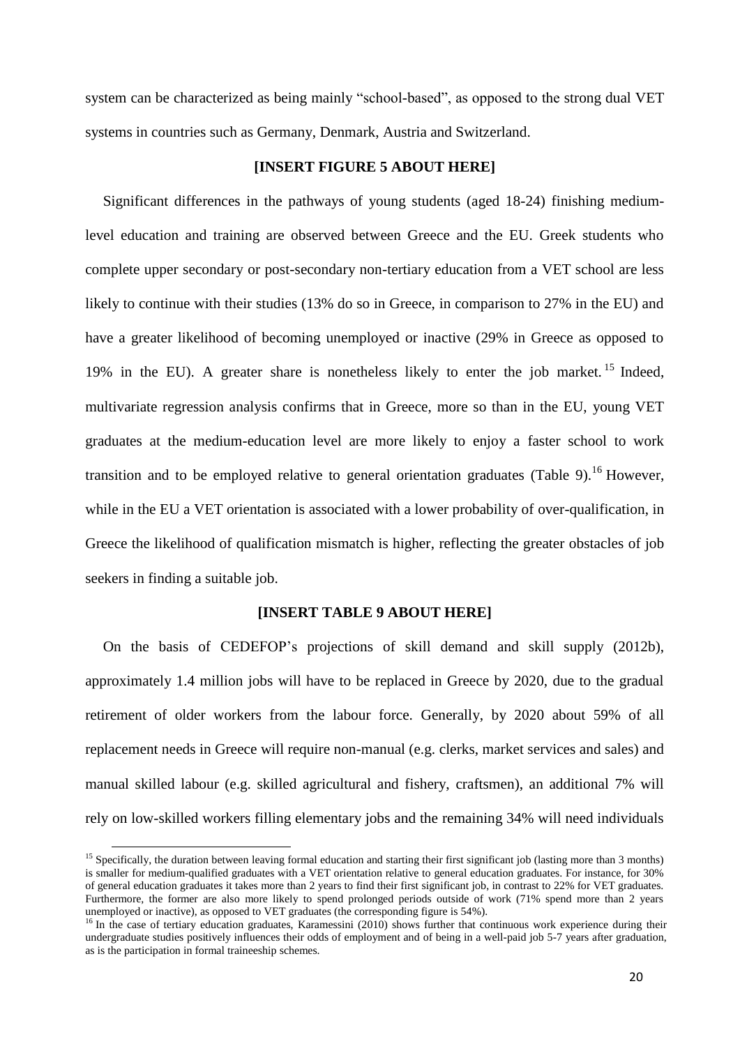system can be characterized as being mainly "school-based", as opposed to the strong dual VET systems in countries such as Germany, Denmark, Austria and Switzerland.

**[INSERT FIGURE 5 ABOUT HERE]**

Significant differences in the pathways of young students (aged 18-24) finishing medium-level education and training are observed between Greece and the EU. Greek students who complete upper secondary or post-secondary non-tertiary education from a VET school are less likely to continue with their studies (13% do so in Greece, in comparison to 27% in the EU) and have a greater likelihood of becoming unemployed or inactive (29% in Greece as opposed to 19% in the EU). A greater share is nonetheless likely to enter the job market.[15] Indeed, multivariate regression analysis confirms that in Greece, more so than in the EU, young VET graduates at the medium-education level are more likely to enjoy a faster school to work transition and to be employed relative to general orientation graduates (Table 9).[16] However, while in the EU a VET orientation is associated with a lower probability of over-qualification, in Greece the likelihood of qualification mismatch is higher, reflecting the greater obstacles of job seekers in finding a suitable job.

**[INSERT TABLE 9 ABOUT HERE]**

On the basis of CEDEFOP's projections of skill demand and skill supply (2012b), approximately 1.4 million jobs will have to be replaced in Greece by 2020, due to the gradual retirement of older workers from the labour force. Generally, by 2020 about 59% of all replacement needs in Greece will require non-manual (e.g. clerks, market services and sales) and manual skilled labour (e.g. skilled agricultural and fishery, craftsmen), an additional 7% will rely on low-skilled workers filling elementary jobs and the remaining 34% will need individuals

---

[15] Specifically, the duration between leaving formal education and starting their first significant job (lasting more than 3 months) is smaller for medium-qualified graduates with a VET orientation relative to general education graduates. For instance, for 30% of general education graduates it takes more than 2 years to find their first significant job, in contrast to 22% for VET graduates. Furthermore, the former are also more likely to spend prolonged periods outside of work (71% spend more than 2 years unemployed or inactive), as opposed to VET graduates (the corresponding figure is 54%).

[16] In the case of tertiary education graduates, Karamessini (2010) shows further that continuous work experience during their undergraduate studies positively influences their odds of employment and of being in a well-paid job 5-7 years after graduation, as is the participation in formal traineeship schemes.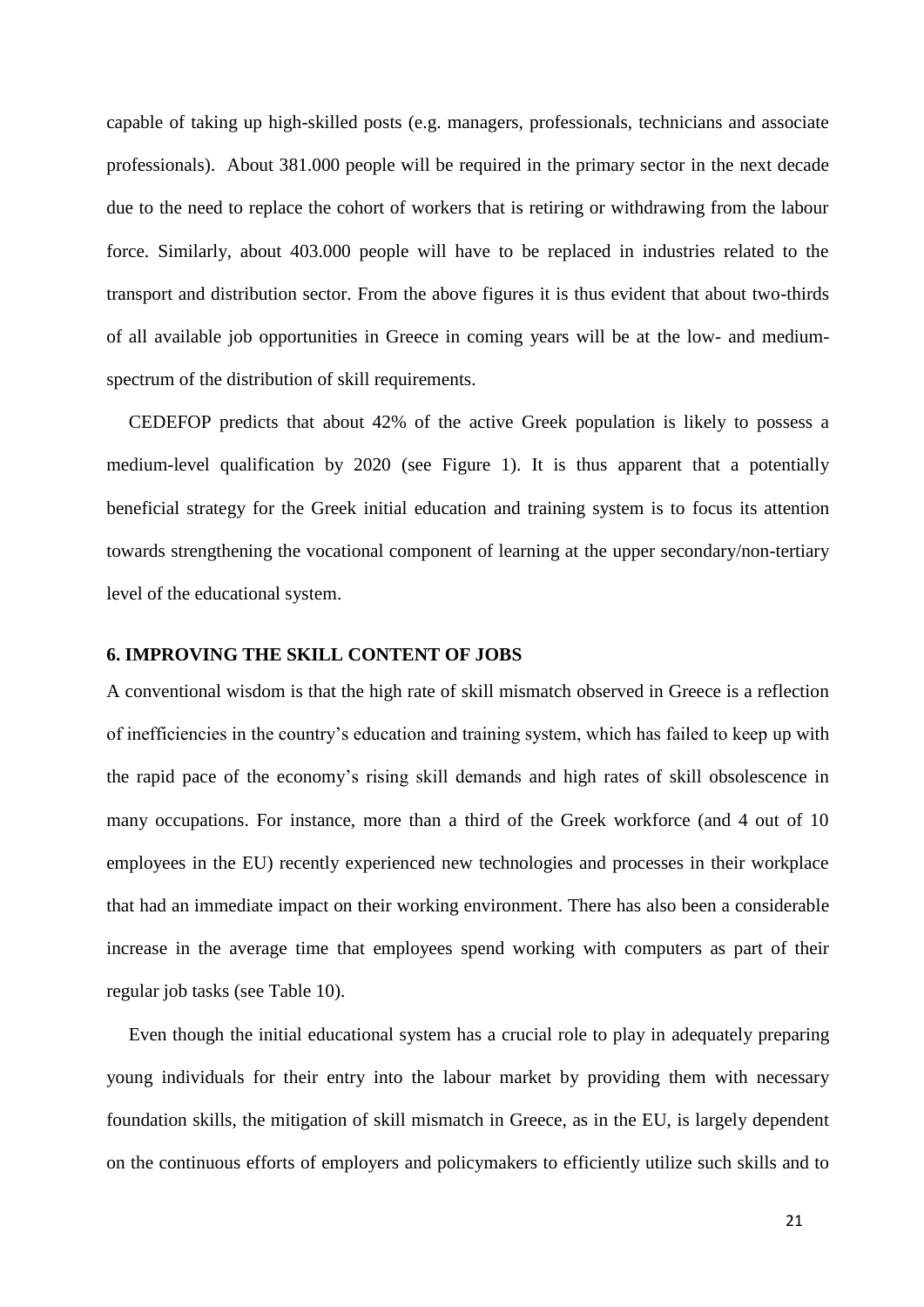capable of taking up high-skilled posts (e.g. managers, professionals, technicians and associate professionals). About 381.000 people will be required in the primary sector in the next decade due to the need to replace the cohort of workers that is retiring or withdrawing from the labour force. Similarly, about 403.000 people will have to be replaced in industries related to the transport and distribution sector. From the above figures it is thus evident that about two-thirds of all available job opportunities in Greece in coming years will be at the low- and medium-spectrum of the distribution of skill requirements.

CEDEFOP predicts that about 42% of the active Greek population is likely to possess a medium-level qualification by 2020 (see Figure 1). It is thus apparent that a potentially beneficial strategy for the Greek initial education and training system is to focus its attention towards strengthening the vocational component of learning at the upper secondary/non-tertiary level of the educational system.

## 6. IMPROVING THE SKILL CONTENT OF JOBS

A conventional wisdom is that the high rate of skill mismatch observed in Greece is a reflection of inefficiencies in the country's education and training system, which has failed to keep up with the rapid pace of the economy's rising skill demands and high rates of skill obsolescence in many occupations. For instance, more than a third of the Greek workforce (and 4 out of 10 employees in the EU) recently experienced new technologies and processes in their workplace that had an immediate impact on their working environment. There has also been a considerable increase in the average time that employees spend working with computers as part of their regular job tasks (see Table 10).

Even though the initial educational system has a crucial role to play in adequately preparing young individuals for their entry into the labour market by providing them with necessary foundation skills, the mitigation of skill mismatch in Greece, as in the EU, is largely dependent on the continuous efforts of employers and policymakers to efficiently utilize such skills and to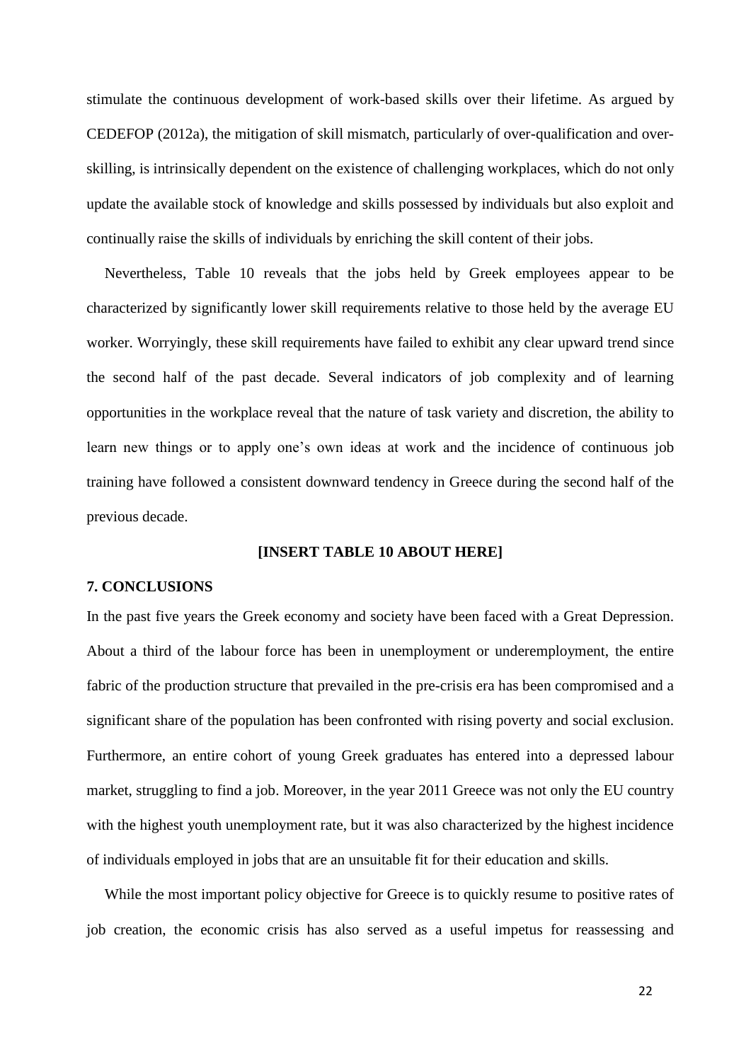stimulate the continuous development of work-based skills over their lifetime. As argued by CEDEFOP (2012a), the mitigation of skill mismatch, particularly of over-qualification and over-skilling, is intrinsically dependent on the existence of challenging workplaces, which do not only update the available stock of knowledge and skills possessed by individuals but also exploit and continually raise the skills of individuals by enriching the skill content of their jobs.

Nevertheless, Table 10 reveals that the jobs held by Greek employees appear to be characterized by significantly lower skill requirements relative to those held by the average EU worker. Worryingly, these skill requirements have failed to exhibit any clear upward trend since the second half of the past decade. Several indicators of job complexity and of learning opportunities in the workplace reveal that the nature of task variety and discretion, the ability to learn new things or to apply one's own ideas at work and the incidence of continuous job training have followed a consistent downward tendency in Greece during the second half of the previous decade.

**[INSERT TABLE 10 ABOUT HERE]**

## 7. CONCLUSIONS

In the past five years the Greek economy and society have been faced with a Great Depression. About a third of the labour force has been in unemployment or underemployment, the entire fabric of the production structure that prevailed in the pre-crisis era has been compromised and a significant share of the population has been confronted with rising poverty and social exclusion. Furthermore, an entire cohort of young Greek graduates has entered into a depressed labour market, struggling to find a job. Moreover, in the year 2011 Greece was not only the EU country with the highest youth unemployment rate, but it was also characterized by the highest incidence of individuals employed in jobs that are an unsuitable fit for their education and skills.

While the most important policy objective for Greece is to quickly resume to positive rates of job creation, the economic crisis has also served as a useful impetus for reassessing and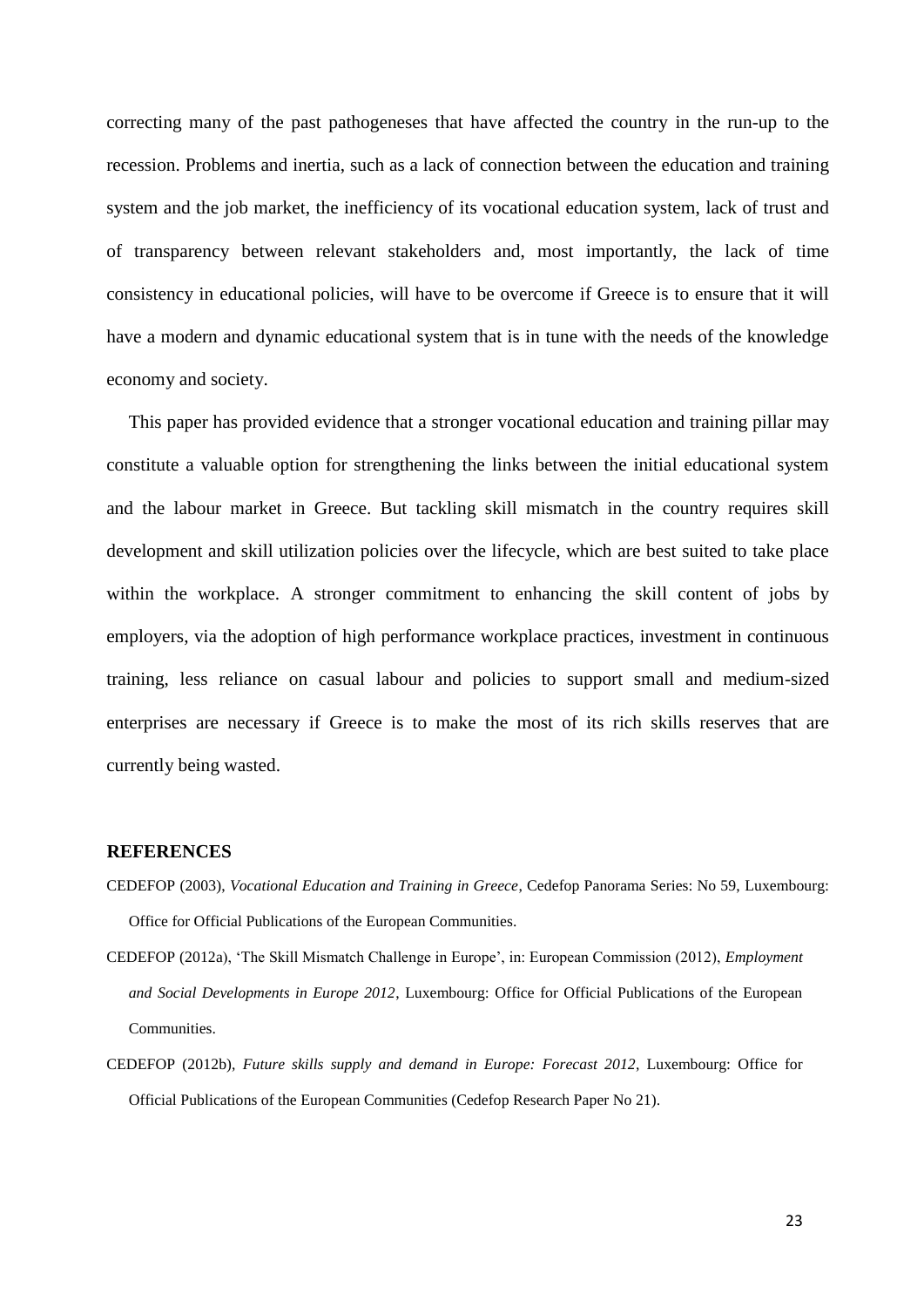correcting many of the past pathogeneses that have affected the country in the run-up to the recession. Problems and inertia, such as a lack of connection between the education and training system and the job market, the inefficiency of its vocational education system, lack of trust and of transparency between relevant stakeholders and, most importantly, the lack of time consistency in educational policies, will have to be overcome if Greece is to ensure that it will have a modern and dynamic educational system that is in tune with the needs of the knowledge economy and society.

This paper has provided evidence that a stronger vocational education and training pillar may constitute a valuable option for strengthening the links between the initial educational system and the labour market in Greece. But tackling skill mismatch in the country requires skill development and skill utilization policies over the lifecycle, which are best suited to take place within the workplace. A stronger commitment to enhancing the skill content of jobs by employers, via the adoption of high performance workplace practices, investment in continuous training, less reliance on casual labour and policies to support small and medium-sized enterprises are necessary if Greece is to make the most of its rich skills reserves that are currently being wasted.

## REFERENCES

CEDEFOP (2003), *Vocational Education and Training in Greece*, Cedefop Panorama Series: No 59, Luxembourg: Office for Official Publications of the European Communities.

CEDEFOP (2012a), 'The Skill Mismatch Challenge in Europe', in: European Commission (2012), *Employment and Social Developments in Europe 2012*, Luxembourg: Office for Official Publications of the European Communities.

CEDEFOP (2012b), *Future skills supply and demand in Europe: Forecast 2012*, Luxembourg: Office for Official Publications of the European Communities (Cedefop Research Paper No 21).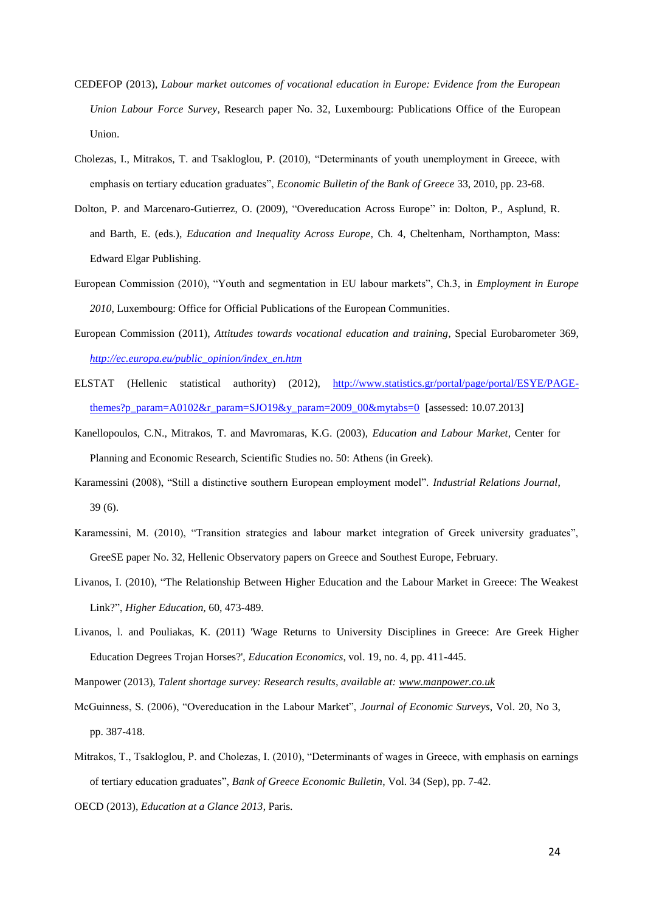CEDEFOP (2013), *Labour market outcomes of vocational education in Europe: Evidence from the European Union Labour Force Survey*, Research paper No. 32, Luxembourg: Publications Office of the European Union.

Cholezas, I., Mitrakos, T. and Tsakloglou, P. (2010), "Determinants of youth unemployment in Greece, with emphasis on tertiary education graduates", *Economic Bulletin of the Bank of Greece* 33, 2010, pp. 23-68.

Dolton, P. and Marcenaro-Gutierrez, O. (2009), "Overeducation Across Europe" in: Dolton, P., Asplund, R. and Barth, E. (eds.), *Education and Inequality Across Europe*, Ch. 4, Cheltenham, Northampton, Mass: Edward Elgar Publishing.

European Commission (2010), "Youth and segmentation in EU labour markets", Ch.3, in *Employment in Europe 2010*, Luxembourg: Office for Official Publications of the European Communities.

European Commission (2011), *Attitudes towards vocational education and training*, Special Eurobarometer 369, *http://ec.europa.eu/public_opinion/index_en.htm*

ELSTAT (Hellenic statistical authority) (2012), http://www.statistics.gr/portal/page/portal/ESYE/PAGE-themes?p_param=A0102&r_param=SJO19&y_param=2009_00&mytabs=0 [assessed: 10.07.2013]

Kanellopoulos, C.N., Mitrakos, T. and Mavromaras, K.G. (2003), *Education and Labour Market*, Center for Planning and Economic Research, Scientific Studies no. 50: Athens (in Greek).

Karamessini (2008), "Still a distinctive southern European employment model". *Industrial Relations Journal*, 39 (6).

Karamessini, M. (2010), "Transition strategies and labour market integration of Greek university graduates", GreeSE paper No. 32, Hellenic Observatory papers on Greece and Southest Europe, February.

Livanos, I. (2010), "The Relationship Between Higher Education and the Labour Market in Greece: The Weakest Link?", *Higher Education,* 60, 473-489.

Livanos, l. and Pouliakas, K. (2011) 'Wage Returns to University Disciplines in Greece: Are Greek Higher Education Degrees Trojan Horses?', *Education Economics*, vol. 19, no. 4, pp. 411-445.

Manpower (2013), *Talent shortage survey: Research results, available at: www.manpower.co.uk*

McGuinness, S. (2006), "Overeducation in the Labour Market", *Journal of Economic Surveys*, Vol. 20, No 3, pp. 387-418.

Mitrakos, T., Tsakloglou, P. and Cholezas, I. (2010), "Determinants of wages in Greece, with emphasis on earnings of tertiary education graduates", *Bank of Greece Economic Bulletin*, Vol. 34 (Sep), pp. 7-42.

OECD (2013), *Education at a Glance 2013*, Paris.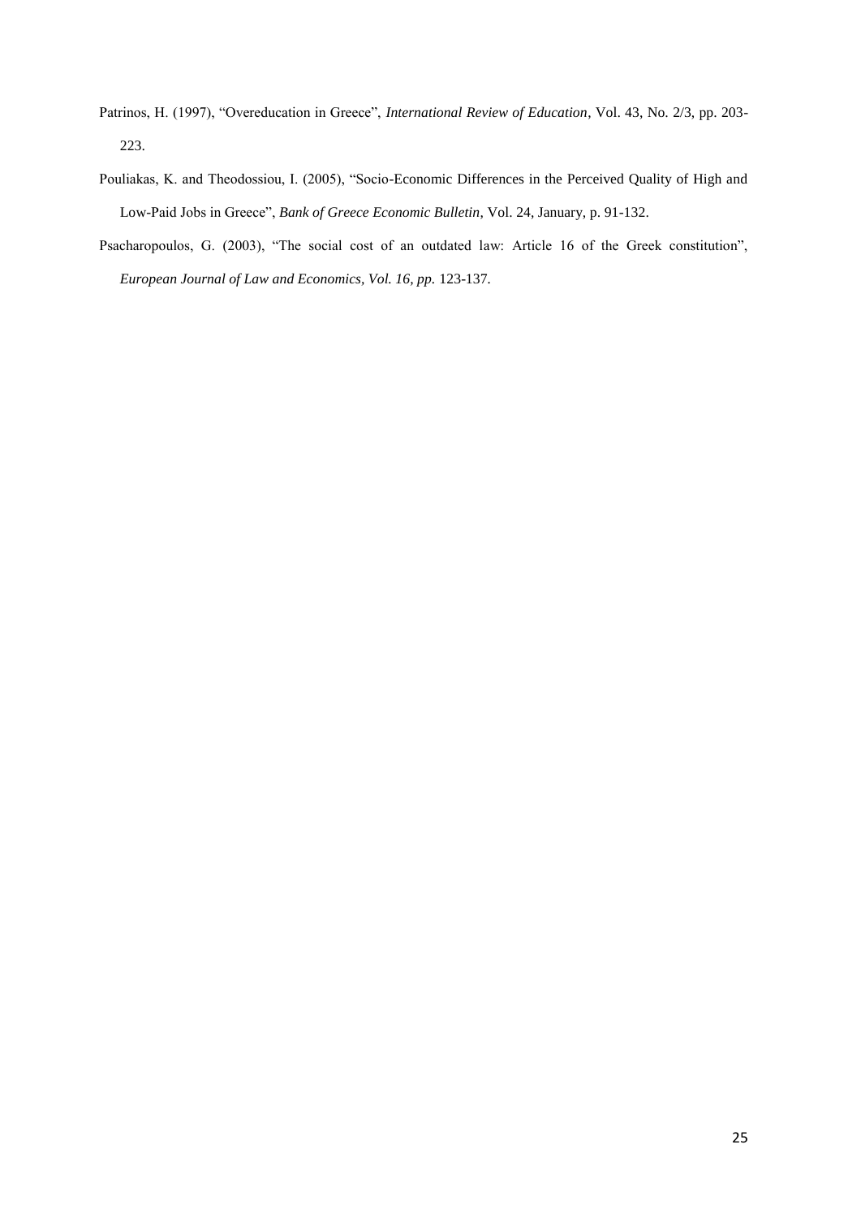Patrinos, H. (1997), "Overeducation in Greece", *International Review of Education*, Vol. 43, No. 2/3, pp. 203-223.

Pouliakas, K. and Theodossiou, I. (2005), "Socio-Economic Differences in the Perceived Quality of High and Low-Paid Jobs in Greece", *Bank of Greece Economic Bulletin*, Vol. 24, January, p. 91-132.

Psacharopoulos, G. (2003), "The social cost of an outdated law: Article 16 of the Greek constitution", *European Journal of Law and Economics, Vol. 16, pp.* 123-137.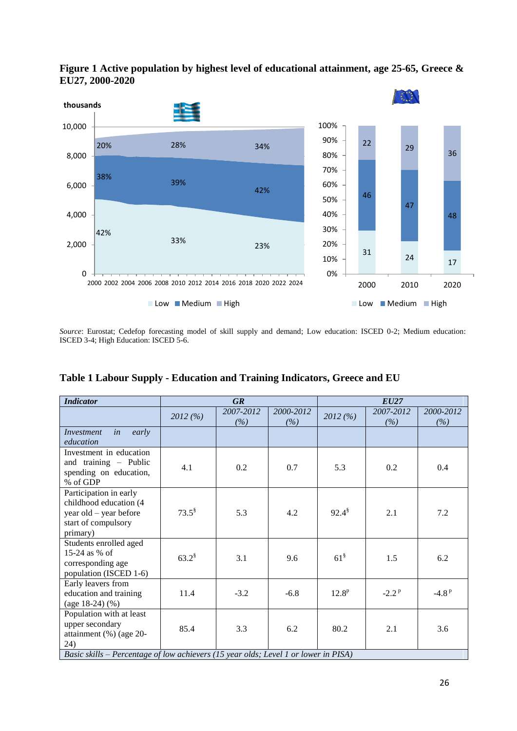**Figure 1 Active population by highest level of educational attainment, age 25-65, Greece & EU27, 2000-2020**

*Source*: Eurostat; Cedefop forecasting model of skill supply and demand; Low education: ISCED 0-2; Medium education: ISCED 3-4; High Education: ISCED 5-6.

## Table 1 Labour Supply - Education and Training Indicators, Greece and EU

| *Indicator* | *GR* | | | *EU27* | | |
|---|---|---|---|---|---|---|
| | *2012 (%)* | *2007-2012 (%)* | *2000-2012 (%)* | *2012 (%)* | *2007-2012 (%)* | *2000-2012 (%)* |
| *Investment in early education* | | | | | | |
| Investment in education and training – Public spending on education, % of GDP | 4.1 | 0.2 | 0.7 | 5.3 | 0.2 | 0.4 |
| Participation in early childhood education (4 year old – year before start of compulsory primary) | 73.5§ | 5.3 | 4.2 | 92.4§ | 2.1 | 7.2 |
| Students enrolled aged 15-24 as % of corresponding age population (ISCED 1-6) | 63.2§ | 3.1 | 9.6 | 61§ | 1.5 | 6.2 |
| Early leavers from education and training (age 18-24) (%) | 11.4 | -3.2 | -6.8 | 12.8p | -2.2 p | -4.8 p |
| Population with at least upper secondary attainment (%) (age 20-24) | 85.4 | 3.3 | 6.2 | 80.2 | 2.1 | 3.6 |
| *Basic skills – Percentage of low achievers (15 year olds; Level 1 or lower in PISA)* | | | | | | |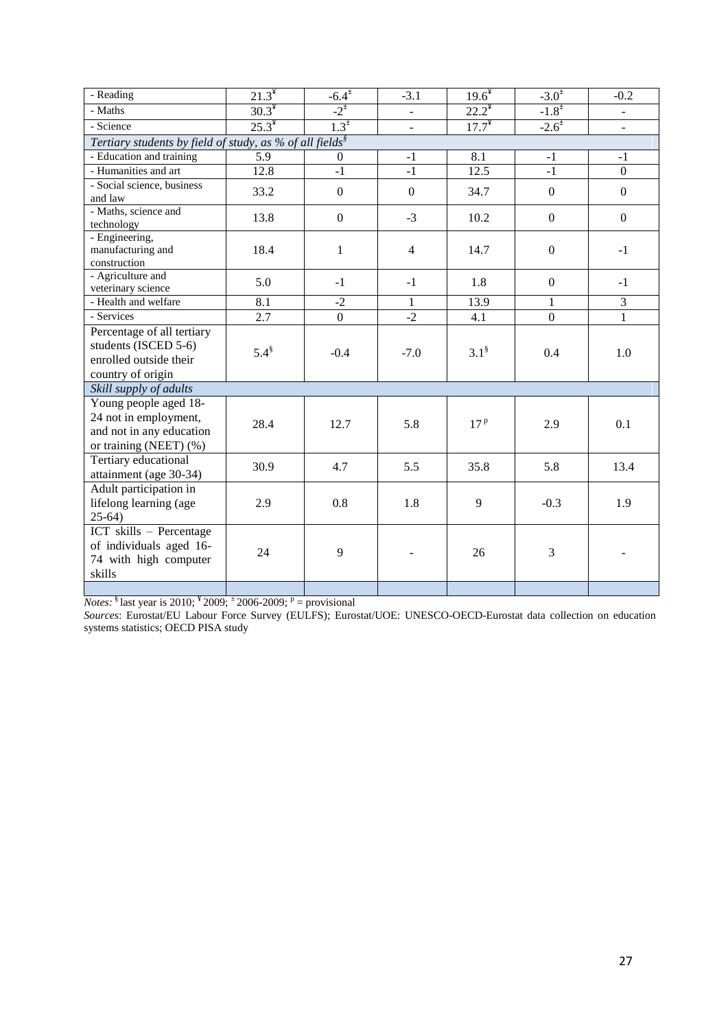| | | | | | | |
|---|---|---|---|---|---|---|
| - Reading | 21.3[¥] | -6.4[±] | -3.1 | 19.6[¥] | -3.0[±] | -0.2 |
| - Maths | 30.3[¥] | -2[±] | - | 22.2[¥] | -1.8[±] | - |
| - Science | 25.3[¥] | 1.3[±] | - | 17.7[¥] | -2.6[±] | - |
| *Tertiary students by field of study, as % of all fields*[§] | | | | | | |
| - Education and training | 5.9 | 0 | -1 | 8.1 | -1 | -1 |
| - Humanities and art | 12.8 | -1 | -1 | 12.5 | -1 | 0 |
| - Social science, business and law | 33.2 | 0 | 0 | 34.7 | 0 | 0 |
| - Maths, science and technology | 13.8 | 0 | -3 | 10.2 | 0 | 0 |
| - Engineering, manufacturing and construction | 18.4 | 1 | 4 | 14.7 | 0 | -1 |
| - Agriculture and veterinary science | 5.0 | -1 | -1 | 1.8 | 0 | -1 |
| - Health and welfare | 8.1 | -2 | 1 | 13.9 | 1 | 3 |
| - Services | 2.7 | 0 | -2 | 4.1 | 0 | 1 |
| Percentage of all tertiary students (ISCED 5-6) enrolled outside their country of origin | 5.4[§] | -0.4 | -7.0 | 3.1[§] | 0.4 | 1.0 |
| *Skill supply of adults* | | | | | | |
| Young people aged 18-24 not in employment, and not in any education or training (NEET) (%) | 28.4 | 12.7 | 5.8 | 17[p] | 2.9 | 0.1 |
| Tertiary educational attainment (age 30-34) | 30.9 | 4.7 | 5.5 | 35.8 | 5.8 | 13.4 |
| Adult participation in lifelong learning (age 25-64) | 2.9 | 0.8 | 1.8 | 9 | -0.3 | 1.9 |
| ICT skills – Percentage of individuals aged 16-74 with high computer skills | 24 | 9 | - | 26 | 3 | - |
| | | | | | | |

*Notes:* [§] last year is 2010; [¥] 2009; [±] 2006-2009; [p] = provisional

*Sources*: Eurostat/EU Labour Force Survey (EULFS); Eurostat/UOE: UNESCO-OECD-Eurostat data collection on education systems statistics; OECD PISA study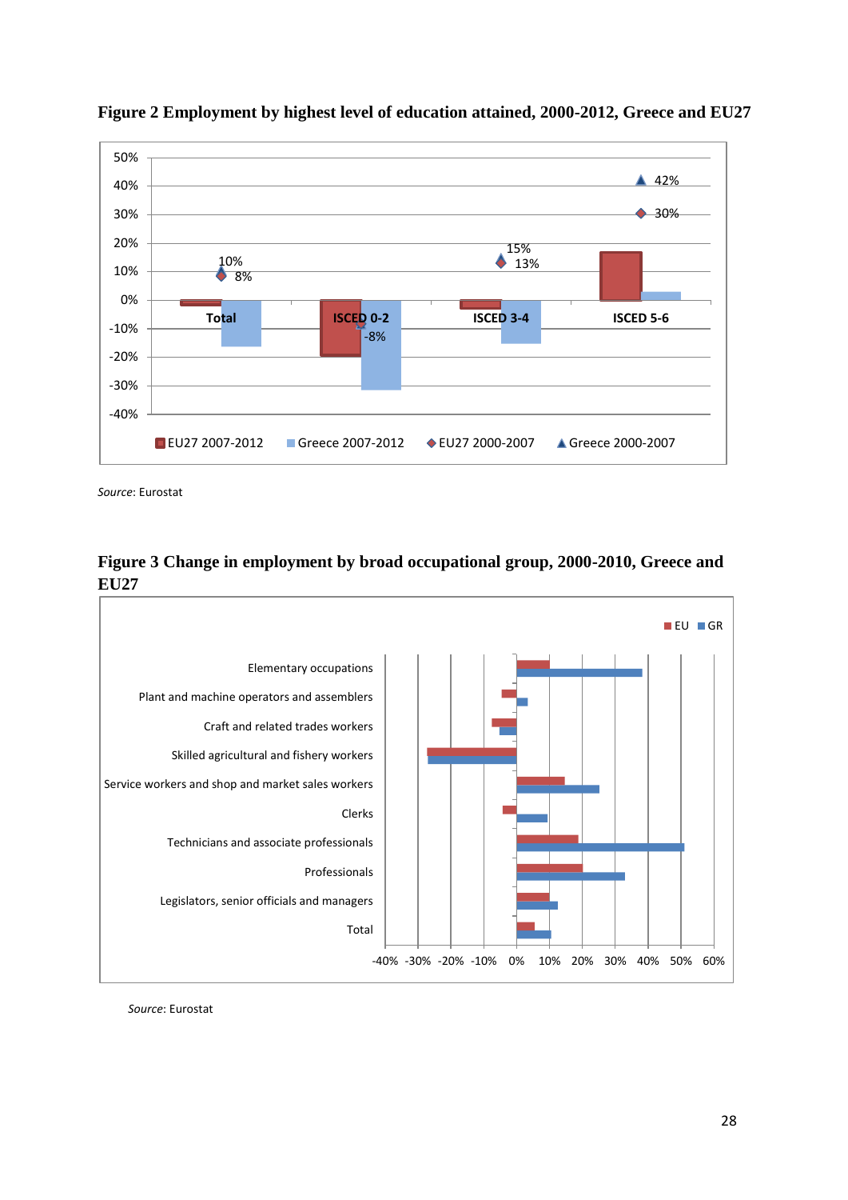**Figure 2 Employment by highest level of education attained, 2000-2012, Greece and EU27**

*Source*: Eurostat

**Figure 3 Change in employment by broad occupational group, 2000-2010, Greece and EU27**

*Source*: Eurostat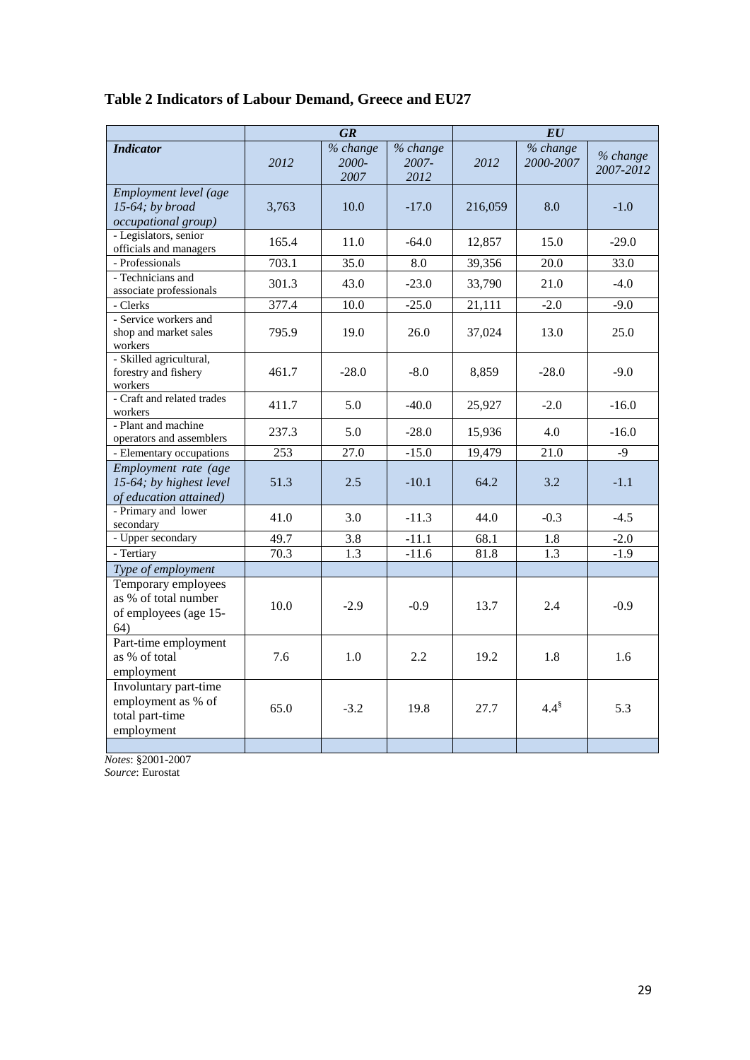**Table 2 Indicators of Labour Demand, Greece and EU27**

| | ***GR*** | | | ***EU*** | | |
|---|---|---|---|---|---|---|
| ***Indicator*** | *2012* | *% change 2000-2007* | *% change 2007-2012* | *2012* | *% change 2000-2007* | *% change 2007-2012* |
| *Employment level (age 15-64; by broad occupational group)* | 3,763 | 10.0 | -17.0 | 216,059 | 8.0 | -1.0 |
| - Legislators, senior officials and managers | 165.4 | 11.0 | -64.0 | 12,857 | 15.0 | -29.0 |
| - Professionals | 703.1 | 35.0 | 8.0 | 39,356 | 20.0 | 33.0 |
| - Technicians and associate professionals | 301.3 | 43.0 | -23.0 | 33,790 | 21.0 | -4.0 |
| - Clerks | 377.4 | 10.0 | -25.0 | 21,111 | -2.0 | -9.0 |
| - Service workers and shop and market sales workers | 795.9 | 19.0 | 26.0 | 37,024 | 13.0 | 25.0 |
| - Skilled agricultural, forestry and fishery workers | 461.7 | -28.0 | -8.0 | 8,859 | -28.0 | -9.0 |
| - Craft and related trades workers | 411.7 | 5.0 | -40.0 | 25,927 | -2.0 | -16.0 |
| - Plant and machine operators and assemblers | 237.3 | 5.0 | -28.0 | 15,936 | 4.0 | -16.0 |
| - Elementary occupations | 253 | 27.0 | -15.0 | 19,479 | 21.0 | -9 |
| *Employment rate (age 15-64; by highest level of education attained)* | 51.3 | 2.5 | -10.1 | 64.2 | 3.2 | -1.1 |
| - Primary and lower secondary | 41.0 | 3.0 | -11.3 | 44.0 | -0.3 | -4.5 |
| - Upper secondary | 49.7 | 3.8 | -11.1 | 68.1 | 1.8 | -2.0 |
| - Tertiary | 70.3 | 1.3 | -11.6 | 81.8 | 1.3 | -1.9 |
| *Type of employment* | | | | | | |
| Temporary employees as % of total number of employees (age 15-64) | 10.0 | -2.9 | -0.9 | 13.7 | 2.4 | -0.9 |
| Part-time employment as % of total employment | 7.6 | 1.0 | 2.2 | 19.2 | 1.8 | 1.6 |
| Involuntary part-time employment as % of total part-time employment | 65.0 | -3.2 | 19.8 | 27.7 | 4.4[§] | 5.3 |

*Notes*: §2001-2007
*Source*: Eurostat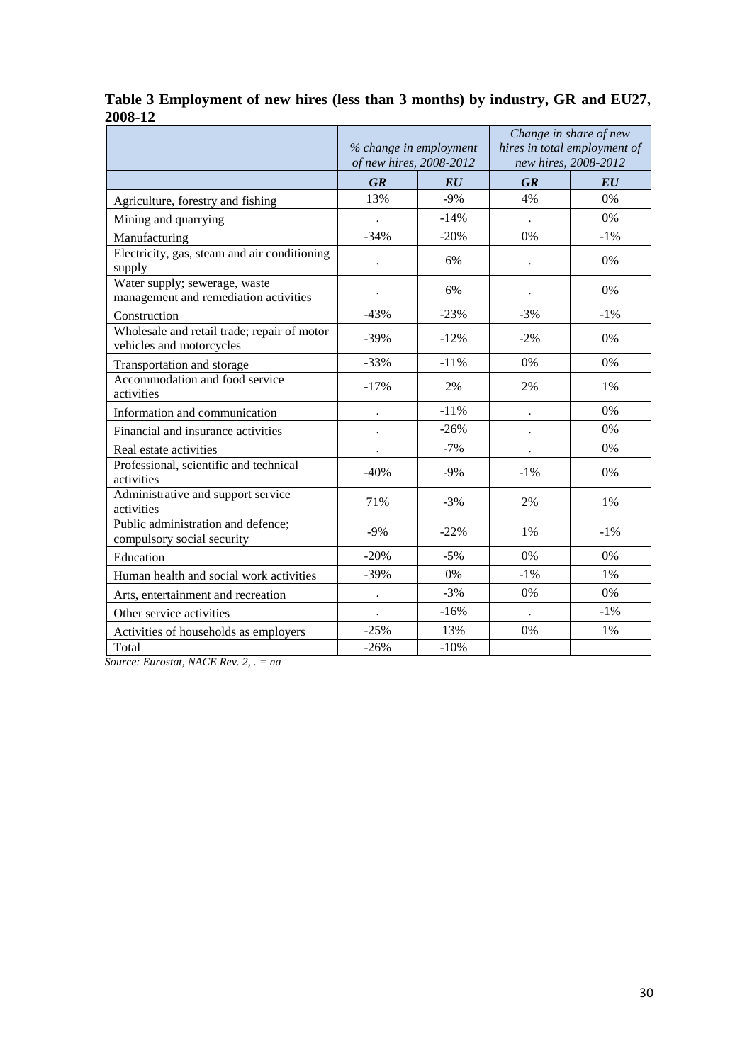**Table 3 Employment of new hires (less than 3 months) by industry, GR and EU27, 2008-12**

| | *% change in employment of new hires, 2008-2012* | | *Change in share of new hires in total employment of new hires, 2008-2012* | |
|---|---|---|---|---|
| | ***GR*** | ***EU*** | ***GR*** | ***EU*** |
| Agriculture, forestry and fishing | 13% | -9% | 4% | 0% |
| Mining and quarrying | . | -14% | . | 0% |
| Manufacturing | -34% | -20% | 0% | -1% |
| Electricity, gas, steam and air conditioning supply | . | 6% | . | 0% |
| Water supply; sewerage, waste management and remediation activities | . | 6% | . | 0% |
| Construction | -43% | -23% | -3% | -1% |
| Wholesale and retail trade; repair of motor vehicles and motorcycles | -39% | -12% | -2% | 0% |
| Transportation and storage | -33% | -11% | 0% | 0% |
| Accommodation and food service activities | -17% | 2% | 2% | 1% |
| Information and communication | . | -11% | . | 0% |
| Financial and insurance activities | . | -26% | . | 0% |
| Real estate activities | . | -7% | . | 0% |
| Professional, scientific and technical activities | -40% | -9% | -1% | 0% |
| Administrative and support service activities | 71% | -3% | 2% | 1% |
| Public administration and defence; compulsory social security | -9% | -22% | 1% | -1% |
| Education | -20% | -5% | 0% | 0% |
| Human health and social work activities | -39% | 0% | -1% | 1% |
| Arts, entertainment and recreation | . | -3% | 0% | 0% |
| Other service activities | . | -16% | . | -1% |
| Activities of households as employers | -25% | 13% | 0% | 1% |
| Total | -26% | -10% | | |

*Source: Eurostat, NACE Rev. 2, . = na*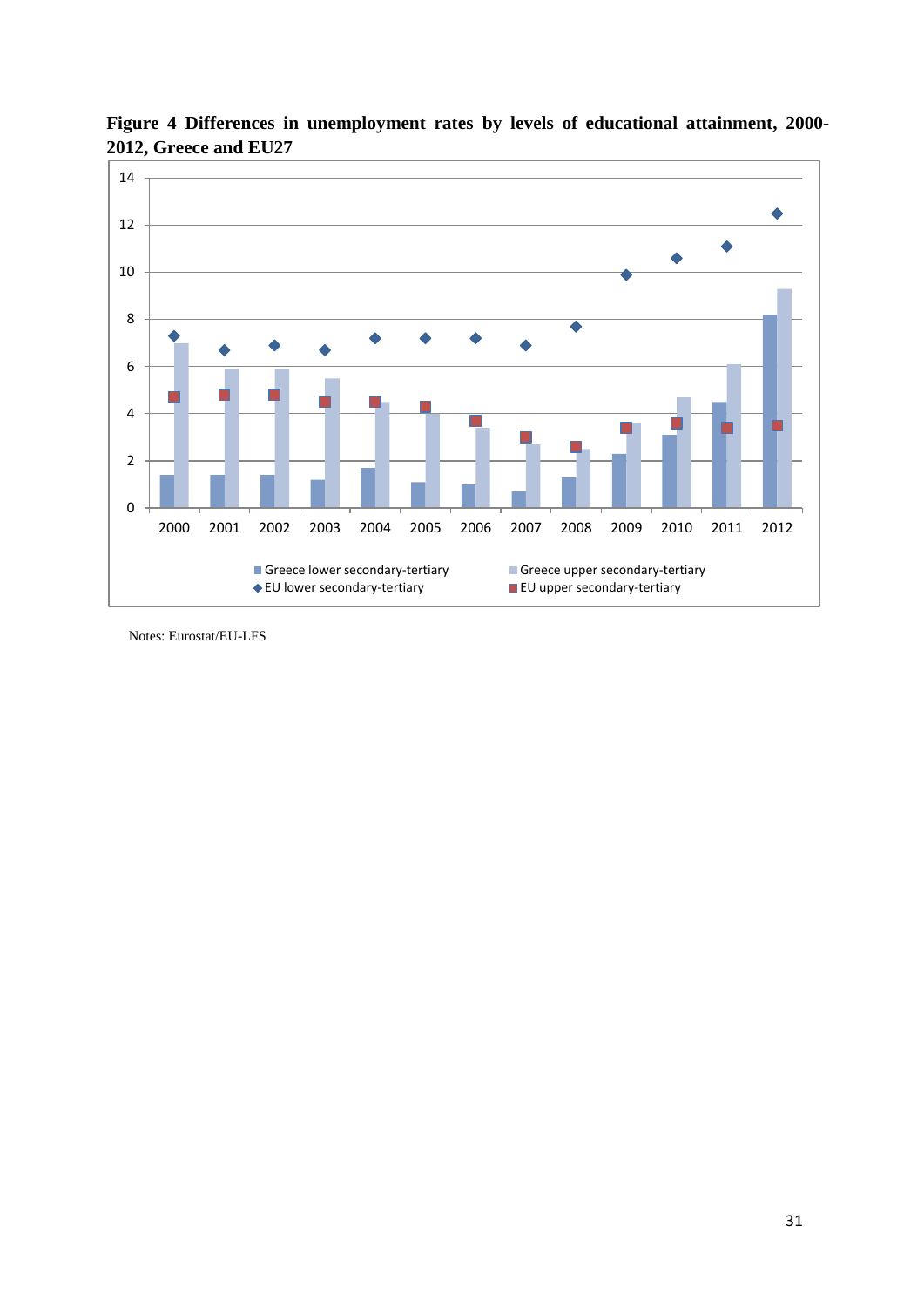**Figure 4 Differences in unemployment rates by levels of educational attainment, 2000-2012, Greece and EU27**

Notes: Eurostat/EU-LFS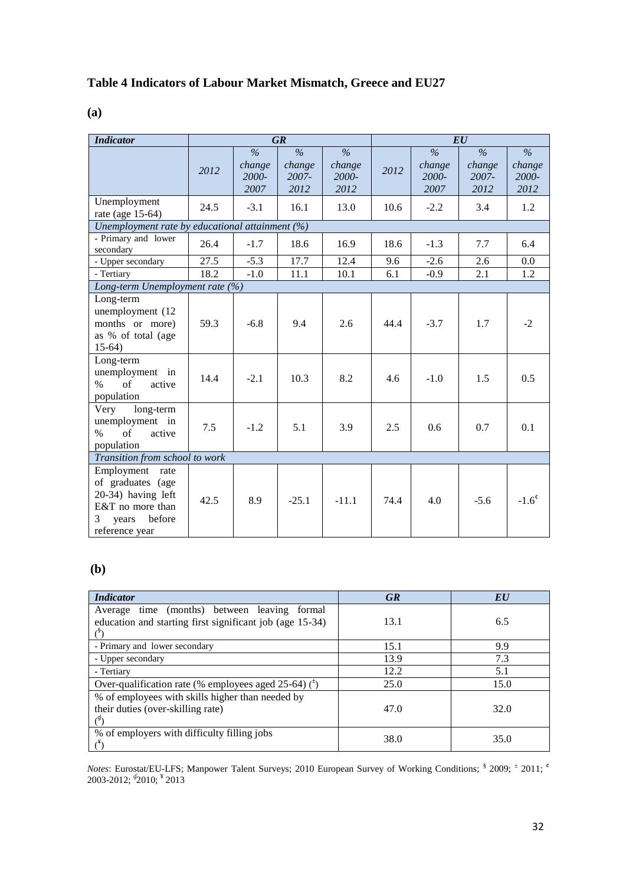**Table 4 Indicators of Labour Market Mismatch, Greece and EU27**

**(a)**

| *Indicator* | *GR* | | | | *EU* | | | |
|---|---|---|---|---|---|---|---|---|
| | *2012* | *% change 2000-2007* | *% change 2007-2012* | *% change 2000-2012* | *2012* | *% change 2000-2007* | *% change 2007-2012* | *% change 2000-2012* |
| Unemployment rate (age 15-64) | 24.5 | -3.1 | 16.1 | 13.0 | 10.6 | -2.2 | 3.4 | 1.2 |
| *Unemployment rate by educational attainment (%)* | | | | | | | | |
| - Primary and lower secondary | 26.4 | -1.7 | 18.6 | 16.9 | 18.6 | -1.3 | 7.7 | 6.4 |
| - Upper secondary | 27.5 | -5.3 | 17.7 | 12.4 | 9.6 | -2.6 | 2.6 | 0.0 |
| - Tertiary | 18.2 | -1.0 | 11.1 | 10.1 | 6.1 | -0.9 | 2.1 | 1.2 |
| *Long-term Unemployment rate (%)* | | | | | | | | |
| Long-term unemployment (12 months or more) as % of total (age 15-64) | 59.3 | -6.8 | 9.4 | 2.6 | 44.4 | -3.7 | 1.7 | -2 |
| Long-term unemployment in % of active population | 14.4 | -2.1 | 10.3 | 8.2 | 4.6 | -1.0 | 1.5 | 0.5 |
| Very long-term unemployment in % of active population | 7.5 | -1.2 | 5.1 | 3.9 | 2.5 | 0.6 | 0.7 | 0.1 |
| *Transition from school to work* | | | | | | | | |
| Employment rate of graduates (age 20-34) having left E&T no more than 3 years before reference year | 42.5 | 8.9 | -25.1 | -11.1 | 74.4 | 4.0 | -5.6 | -1.6(¢) |

**(b)**

| *Indicator* | *GR* | *EU* |
|---|---|---|
| Average time (months) between leaving formal education and starting first significant job (age 15-34) (§) | 13.1 | 6.5 |
| - Primary and lower secondary | 15.1 | 9.9 |
| - Upper secondary | 13.9 | 7.3 |
| - Tertiary | 12.2 | 5.1 |
| Over-qualification rate (% employees aged 25-64) (±) | 25.0 | 15.0 |
| % of employees with skills higher than needed by their duties (over-skilling rate) (∮) | 47.0 | 32.0 |
| % of employers with difficulty filling jobs (¥) | 38.0 | 35.0 |

*Notes*: Eurostat/EU-LFS; Manpower Talent Surveys; 2010 European Survey of Working Conditions; § 2009; ± 2011; ¢ 2003-2012; ∮ 2010; ¥ 2013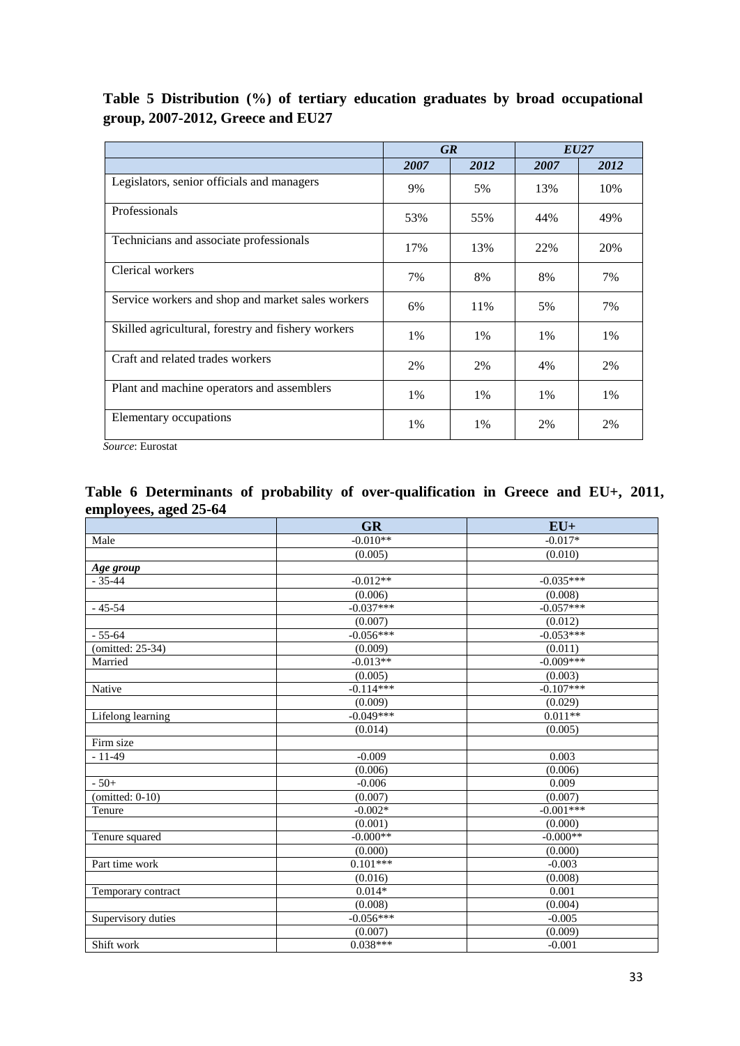**Table 5 Distribution (%) of tertiary education graduates by broad occupational group, 2007-2012, Greece and EU27**

| | *GR* | | *EU27* | |
|---|---|---|---|---|
| | *2007* | *2012* | *2007* | *2012* |
| Legislators, senior officials and managers | 9% | 5% | 13% | 10% |
| Professionals | 53% | 55% | 44% | 49% |
| Technicians and associate professionals | 17% | 13% | 22% | 20% |
| Clerical workers | 7% | 8% | 8% | 7% |
| Service workers and shop and market sales workers | 6% | 11% | 5% | 7% |
| Skilled agricultural, forestry and fishery workers | 1% | 1% | 1% | 1% |
| Craft and related trades workers | 2% | 2% | 4% | 2% |
| Plant and machine operators and assemblers | 1% | 1% | 1% | 1% |
| Elementary occupations | 1% | 1% | 2% | 2% |

*Source*: Eurostat

**Table 6 Determinants of probability of over-qualification in Greece and EU+, 2011, employees, aged 25-64**

| | GR | EU+ |
|---|---|---|
| Male | -0.010** | -0.017* |
| | (0.005) | (0.010) |
| *Age group* | | |
| - 35-44 | -0.012** | -0.035*** |
| | (0.006) | (0.008) |
| - 45-54 | -0.037*** | -0.057*** |
| | (0.007) | (0.012) |
| - 55-64 | -0.056*** | -0.053*** |
| (omitted: 25-34) | (0.009) | (0.011) |
| Married | -0.013** | -0.009*** |
| | (0.005) | (0.003) |
| Native | -0.114*** | -0.107*** |
| | (0.009) | (0.029) |
| Lifelong learning | -0.049*** | 0.011** |
| | (0.014) | (0.005) |
| Firm size | | |
| - 11-49 | -0.009 | 0.003 |
| | (0.006) | (0.006) |
| - 50+ | -0.006 | 0.009 |
| (omitted: 0-10) | (0.007) | (0.007) |
| Tenure | -0.002* | -0.001*** |
| | (0.001) | (0.000) |
| Tenure squared | -0.000** | -0.000** |
| | (0.000) | (0.000) |
| Part time work | 0.101*** | -0.003 |
| | (0.016) | (0.008) |
| Temporary contract | 0.014* | 0.001 |
| | (0.008) | (0.004) |
| Supervisory duties | -0.056*** | -0.005 |
| | (0.007) | (0.009) |
| Shift work | 0.038*** | -0.001 |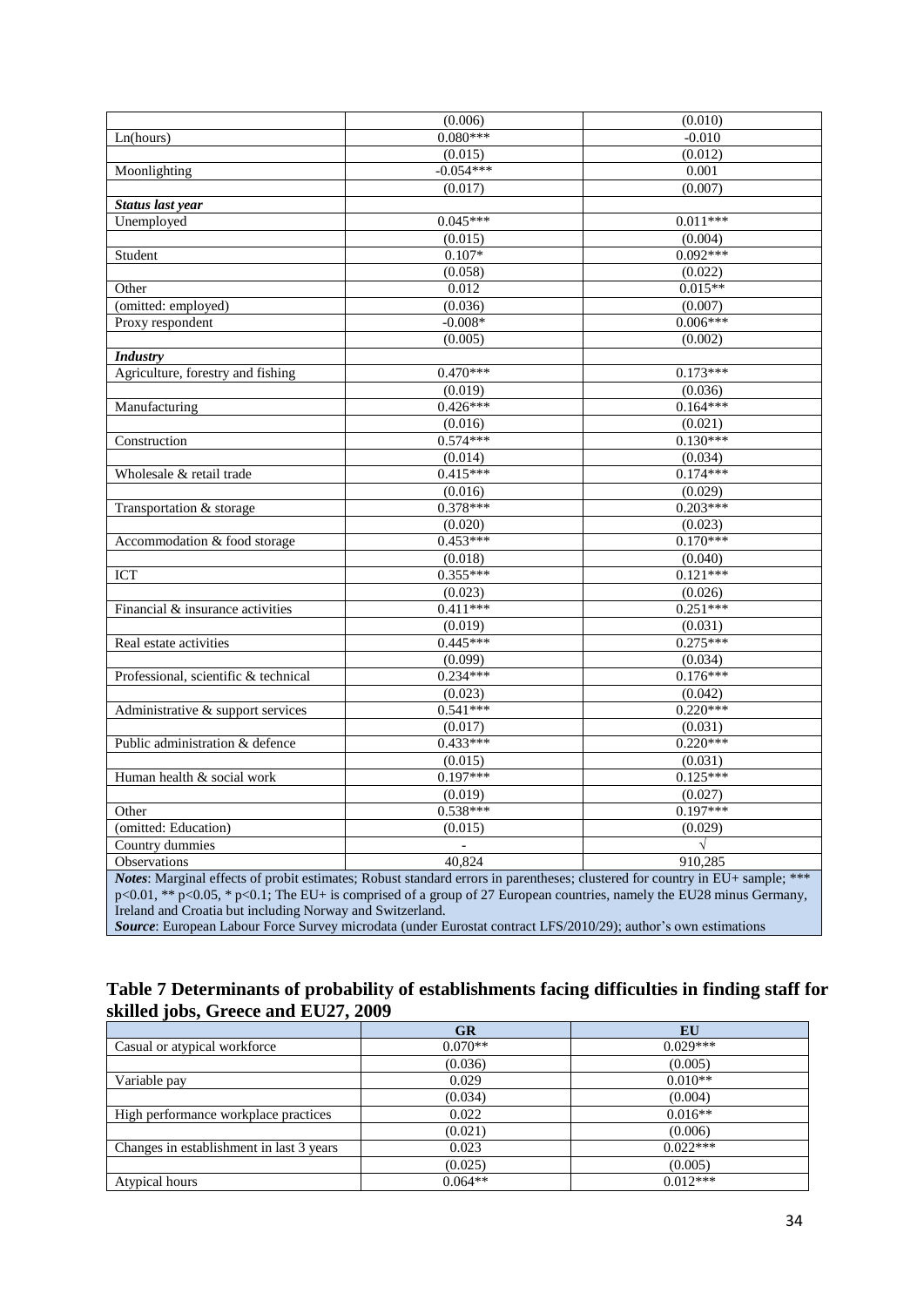| | | |
|---|---|---|
| | (0.006) | (0.010) |
| Ln(hours) | 0.080*** | -0.010 |
| | (0.015) | (0.012) |
| Moonlighting | -0.054*** | 0.001 |
| | (0.017) | (0.007) |
| ***Status last year*** | | |
| Unemployed | 0.045*** | 0.011*** |
| | (0.015) | (0.004) |
| Student | 0.107* | 0.092*** |
| | (0.058) | (0.022) |
| Other | 0.012 | 0.015** |
| (omitted: employed) | (0.036) | (0.007) |
| Proxy respondent | -0.008* | 0.006*** |
| | (0.005) | (0.002) |
| ***Industry*** | | |
| Agriculture, forestry and fishing | 0.470*** | 0.173*** |
| | (0.019) | (0.036) |
| Manufacturing | 0.426*** | 0.164*** |
| | (0.016) | (0.021) |
| Construction | 0.574*** | 0.130*** |
| | (0.014) | (0.034) |
| Wholesale & retail trade | 0.415*** | 0.174*** |
| | (0.016) | (0.029) |
| Transportation & storage | 0.378*** | 0.203*** |
| | (0.020) | (0.023) |
| Accommodation & food storage | 0.453*** | 0.170*** |
| | (0.018) | (0.040) |
| ICT | 0.355*** | 0.121*** |
| | (0.023) | (0.026) |
| Financial & insurance activities | 0.411*** | 0.251*** |
| | (0.019) | (0.031) |
| Real estate activities | 0.445*** | 0.275*** |
| | (0.099) | (0.034) |
| Professional, scientific & technical | 0.234*** | 0.176*** |
| | (0.023) | (0.042) |
| Administrative & support services | 0.541*** | 0.220*** |
| | (0.017) | (0.031) |
| Public administration & defence | 0.433*** | 0.220*** |
| | (0.015) | (0.031) |
| Human health & social work | 0.197*** | 0.125*** |
| | (0.019) | (0.027) |
| Other | 0.538*** | 0.197*** |
| (omitted: Education) | (0.015) | (0.029) |
| Country dummies | - | √ |
| Observations | 40,824 | 910,285 |

***Notes***: Marginal effects of probit estimates; Robust standard errors in parentheses; clustered for country in EU+ sample; *** p<0.01, ** p<0.05, * p<0.1; The EU+ is comprised of a group of 27 European countries, namely the EU28 minus Germany, Ireland and Croatia but including Norway and Switzerland.
***Source***: European Labour Force Survey microdata (under Eurostat contract LFS/2010/29); author's own estimations

## Table 7 Determinants of probability of establishments facing difficulties in finding staff for skilled jobs, Greece and EU27, 2009

| | GR | EU |
|---|---|---|
| Casual or atypical workforce | 0.070** | 0.029*** |
| | (0.036) | (0.005) |
| Variable pay | 0.029 | 0.010** |
| | (0.034) | (0.004) |
| High performance workplace practices | 0.022 | 0.016** |
| | (0.021) | (0.006) |
| Changes in establishment in last 3 years | 0.023 | 0.022*** |
| | (0.025) | (0.005) |
| Atypical hours | 0.064** | 0.012*** |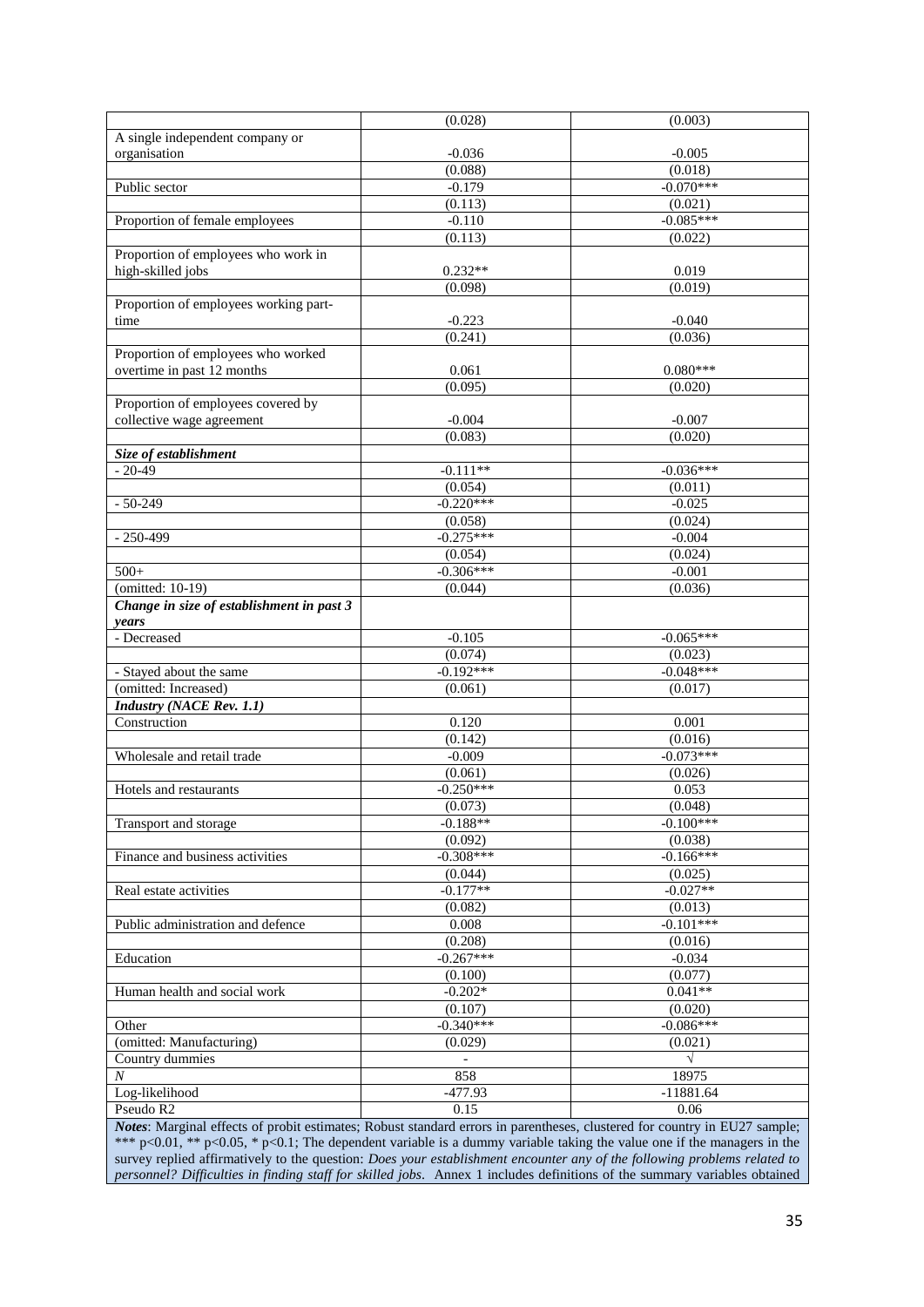| | | |
|---|---|---|
| | (0.028) | (0.003) |
| A single independent company or organisation | -0.036 | -0.005 |
| | (0.088) | (0.018) |
| Public sector | -0.179 | -0.070*** |
| | (0.113) | (0.021) |
| Proportion of female employees | -0.110 | -0.085*** |
| | (0.113) | (0.022) |
| Proportion of employees who work in high-skilled jobs | 0.232** | 0.019 |
| | (0.098) | (0.019) |
| Proportion of employees working part-time | -0.223 | -0.040 |
| | (0.241) | (0.036) |
| Proportion of employees who worked overtime in past 12 months | 0.061 | 0.080*** |
| | (0.095) | (0.020) |
| Proportion of employees covered by collective wage agreement | -0.004 | -0.007 |
| | (0.083) | (0.020) |
| ***Size of establishment*** | | |
| - 20-49 | -0.111** | -0.036*** |
| | (0.054) | (0.011) |
| - 50-249 | -0.220*** | -0.025 |
| | (0.058) | (0.024) |
| - 250-499 | -0.275*** | -0.004 |
| | (0.054) | (0.024) |
| 500+ | -0.306*** | -0.001 |
| (omitted: 10-19) | (0.044) | (0.036) |
| ***Change in size of establishment in past 3 years*** | | |
| - Decreased | -0.105 | -0.065*** |
| | (0.074) | (0.023) |
| - Stayed about the same | -0.192*** | -0.048*** |
| (omitted: Increased) | (0.061) | (0.017) |
| ***Industry (NACE Rev. 1.1)*** | | |
| Construction | 0.120 | 0.001 |
| | (0.142) | (0.016) |
| Wholesale and retail trade | -0.009 | -0.073*** |
| | (0.061) | (0.026) |
| Hotels and restaurants | -0.250*** | 0.053 |
| | (0.073) | (0.048) |
| Transport and storage | -0.188** | -0.100*** |
| | (0.092) | (0.038) |
| Finance and business activities | -0.308*** | -0.166*** |
| | (0.044) | (0.025) |
| Real estate activities | -0.177** | -0.027** |
| | (0.082) | (0.013) |
| Public administration and defence | 0.008 | -0.101*** |
| | (0.208) | (0.016) |
| Education | -0.267*** | -0.034 |
| | (0.100) | (0.077) |
| Human health and social work | -0.202* | 0.041** |
| | (0.107) | (0.020) |
| Other | -0.340*** | -0.086*** |
| (omitted: Manufacturing) | (0.029) | (0.021) |
| Country dummies | - | √ |
| $N$ | 858 | 18975 |
| Log-likelihood | -477.93 | -11881.64 |
| Pseudo R2 | 0.15 | 0.06 |

***Notes***: Marginal effects of probit estimates; Robust standard errors in parentheses, clustered for country in EU27 sample; *** p<0.01, ** p<0.05, * p<0.1; The dependent variable is a dummy variable taking the value one if the managers in the survey replied affirmatively to the question: *Does your establishment encounter any of the following problems related to personnel? Difficulties in finding staff for skilled jobs*. Annex 1 includes definitions of the summary variables obtained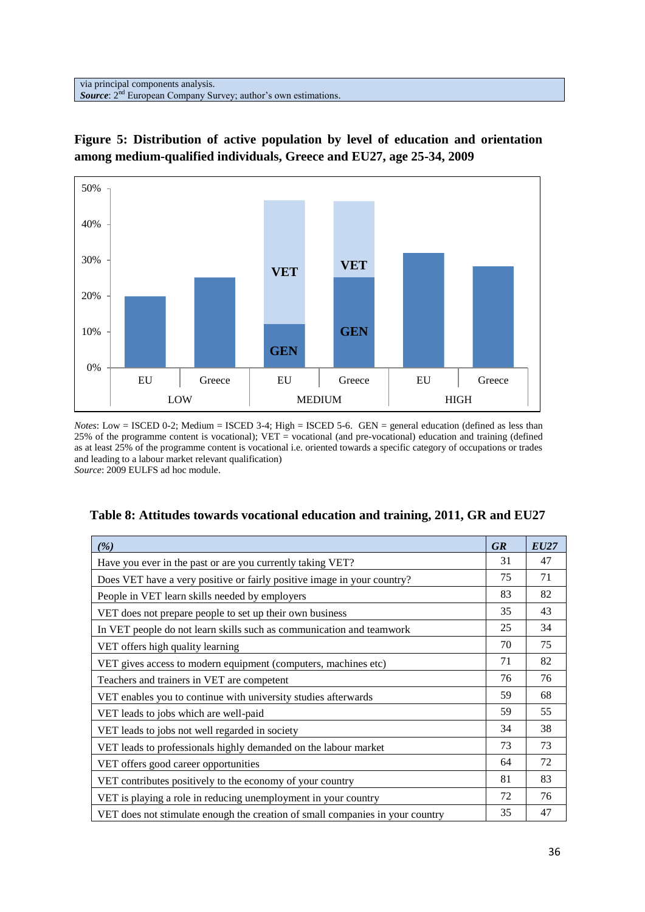via principal components analysis.
***Source***: 2nd European Company Survey; author's own estimations.

**Figure 5: Distribution of active population by level of education and orientation among medium-qualified individuals, Greece and EU27, age 25-34, 2009**

*Notes*: Low = ISCED 0-2; Medium = ISCED 3-4; High = ISCED 5-6. GEN = general education (defined as less than 25% of the programme content is vocational); VET = vocational (and pre-vocational) education and training (defined as at least 25% of the programme content is vocational i.e. oriented towards a specific category of occupations or trades and leading to a labour market relevant qualification)
*Source*: 2009 EULFS ad hoc module.

**Table 8: Attitudes towards vocational education and training, 2011, GR and EU27**

| *(%)* | *GR* | *EU27* |
|---|---|---|
| Have you ever in the past or are you currently taking VET? | 31 | 47 |
| Does VET have a very positive or fairly positive image in your country? | 75 | 71 |
| People in VET learn skills needed by employers | 83 | 82 |
| VET does not prepare people to set up their own business | 35 | 43 |
| In VET people do not learn skills such as communication and teamwork | 25 | 34 |
| VET offers high quality learning | 70 | 75 |
| VET gives access to modern equipment (computers, machines etc) | 71 | 82 |
| Teachers and trainers in VET are competent | 76 | 76 |
| VET enables you to continue with university studies afterwards | 59 | 68 |
| VET leads to jobs which are well-paid | 59 | 55 |
| VET leads to jobs not well regarded in society | 34 | 38 |
| VET leads to professionals highly demanded on the labour market | 73 | 73 |
| VET offers good career opportunities | 64 | 72 |
| VET contributes positively to the economy of your country | 81 | 83 |
| VET is playing a role in reducing unemployment in your country | 72 | 76 |
| VET does not stimulate enough the creation of small companies in your country | 35 | 47 |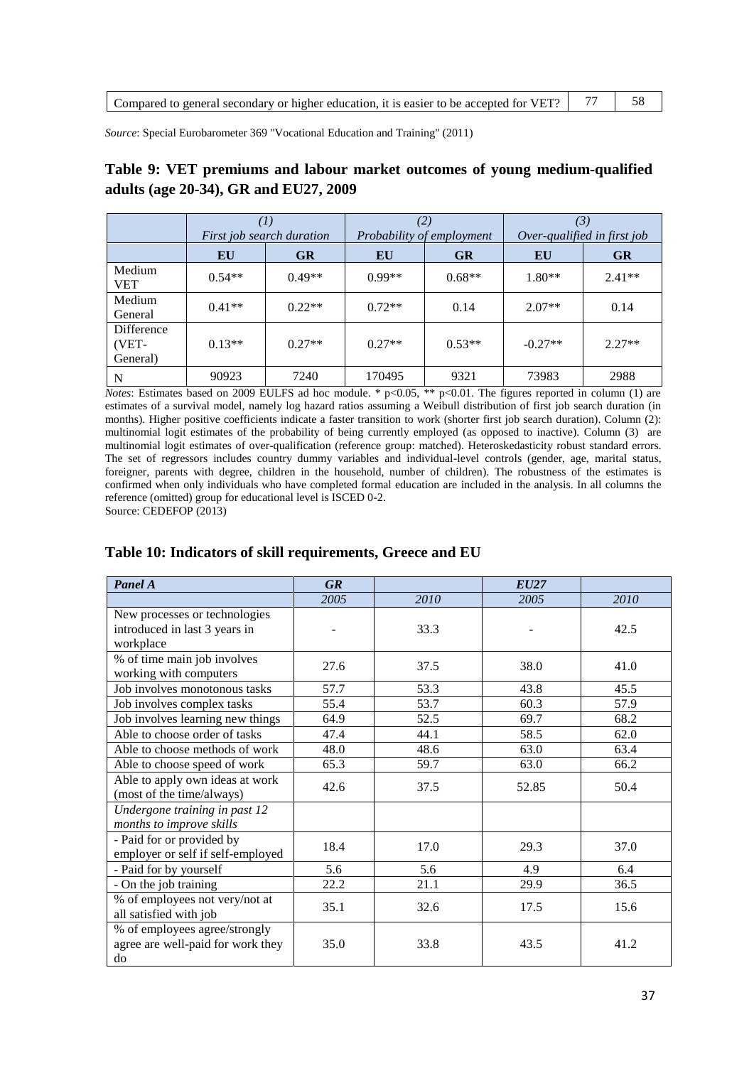| Compared to general secondary or higher education, it is easier to be accepted for VET? | 77 | 58 |
|---|---|---|

*Source*: Special Eurobarometer 369 "Vocational Education and Training" (2011)

## Table 9: VET premiums and labour market outcomes of young medium-qualified adults (age 20-34), GR and EU27, 2009

| | *(1)* *First job search duration* | | *(2)* *Probability of employment* | | *(3)* *Over-qualified in first job* | |
|---|---|---|---|---|---|---|
| | **EU** | **GR** | **EU** | **GR** | **EU** | **GR** |
| Medium VET | 0.54** | 0.49** | 0.99** | 0.68** | 1.80** | 2.41** |
| Medium General | 0.41** | 0.22** | 0.72** | 0.14 | 2.07** | 0.14 |
| Difference (VET-General) | 0.13** | 0.27** | 0.27** | 0.53** | -0.27** | 2.27** |
| N | 90923 | 7240 | 170495 | 9321 | 73983 | 2988 |

*Notes*: Estimates based on 2009 EULFS ad hoc module. * $p<0.05$, ** $p<0.01$. The figures reported in column (1) are estimates of a survival model, namely log hazard ratios assuming a Weibull distribution of first job search duration (in months). Higher positive coefficients indicate a faster transition to work (shorter first job search duration). Column (2): multinomial logit estimates of the probability of being currently employed (as opposed to inactive). Column (3) are multinomial logit estimates of over-qualification (reference group: matched). Heteroskedasticity robust standard errors. The set of regressors includes country dummy variables and individual-level controls (gender, age, marital status, foreigner, parents with degree, children in the household, number of children). The robustness of the estimates is confirmed when only individuals who have completed formal education are included in the analysis. In all columns the reference (omitted) group for educational level is ISCED 0-2.
Source: CEDEFOP (2013)

## Table 10: Indicators of skill requirements, Greece and EU

| ***Panel A*** | ***GR*** | | ***EU27*** | |
|---|---|---|---|---|
| | *2005* | *2010* | *2005* | *2010* |
| New processes or technologies introduced in last 3 years in workplace | - | 33.3 | - | 42.5 |
| % of time main job involves working with computers | 27.6 | 37.5 | 38.0 | 41.0 |
| Job involves monotonous tasks | 57.7 | 53.3 | 43.8 | 45.5 |
| Job involves complex tasks | 55.4 | 53.7 | 60.3 | 57.9 |
| Job involves learning new things | 64.9 | 52.5 | 69.7 | 68.2 |
| Able to choose order of tasks | 47.4 | 44.1 | 58.5 | 62.0 |
| Able to choose methods of work | 48.0 | 48.6 | 63.0 | 63.4 |
| Able to choose speed of work | 65.3 | 59.7 | 63.0 | 66.2 |
| Able to apply own ideas at work (most of the time/always) | 42.6 | 37.5 | 52.85 | 50.4 |
| *Undergone training in past 12 months to improve skills* | | | | |
| - Paid for or provided by employer or self if self-employed | 18.4 | 17.0 | 29.3 | 37.0 |
| - Paid for by yourself | 5.6 | 5.6 | 4.9 | 6.4 |
| - On the job training | 22.2 | 21.1 | 29.9 | 36.5 |
| % of employees not very/not at all satisfied with job | 35.1 | 32.6 | 17.5 | 15.6 |
| % of employees agree/strongly agree are well-paid for work they do | 35.0 | 33.8 | 43.5 | 41.2 |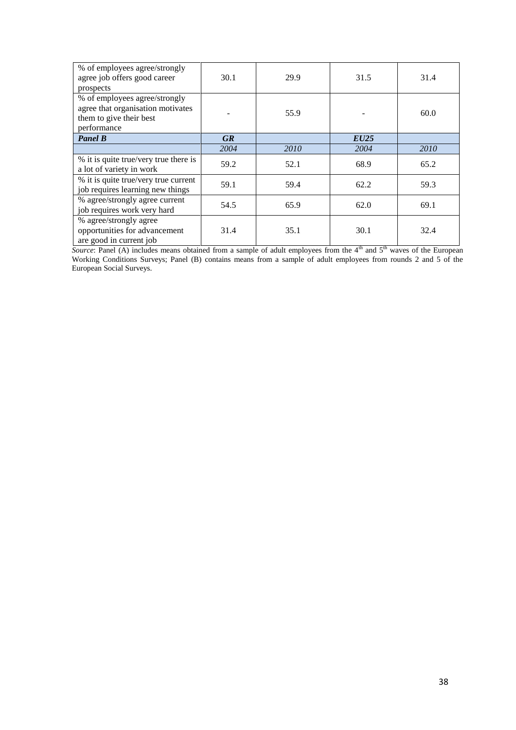| | | | | |
|---|---|---|---|---|
| % of employees agree/strongly agree job offers good career prospects | 30.1 | 29.9 | 31.5 | 31.4 |
| % of employees agree/strongly agree that organisation motivates them to give their best performance | - | 55.9 | - | 60.0 |
| ***Panel B*** | ***GR*** | | ***EU25*** | |
| | *2004* | *2010* | *2004* | *2010* |
| % it is quite true/very true there is a lot of variety in work | 59.2 | 52.1 | 68.9 | 65.2 |
| % it is quite true/very true current job requires learning new things | 59.1 | 59.4 | 62.2 | 59.3 |
| % agree/strongly agree current job requires work very hard | 54.5 | 65.9 | 62.0 | 69.1 |
| % agree/strongly agree opportunities for advancement are good in current job | 31.4 | 35.1 | 30.1 | 32.4 |

*Source*: Panel (A) includes means obtained from a sample of adult employees from the 4th and 5th waves of the European Working Conditions Surveys; Panel (B) contains means from a sample of adult employees from rounds 2 and 5 of the European Social Surveys.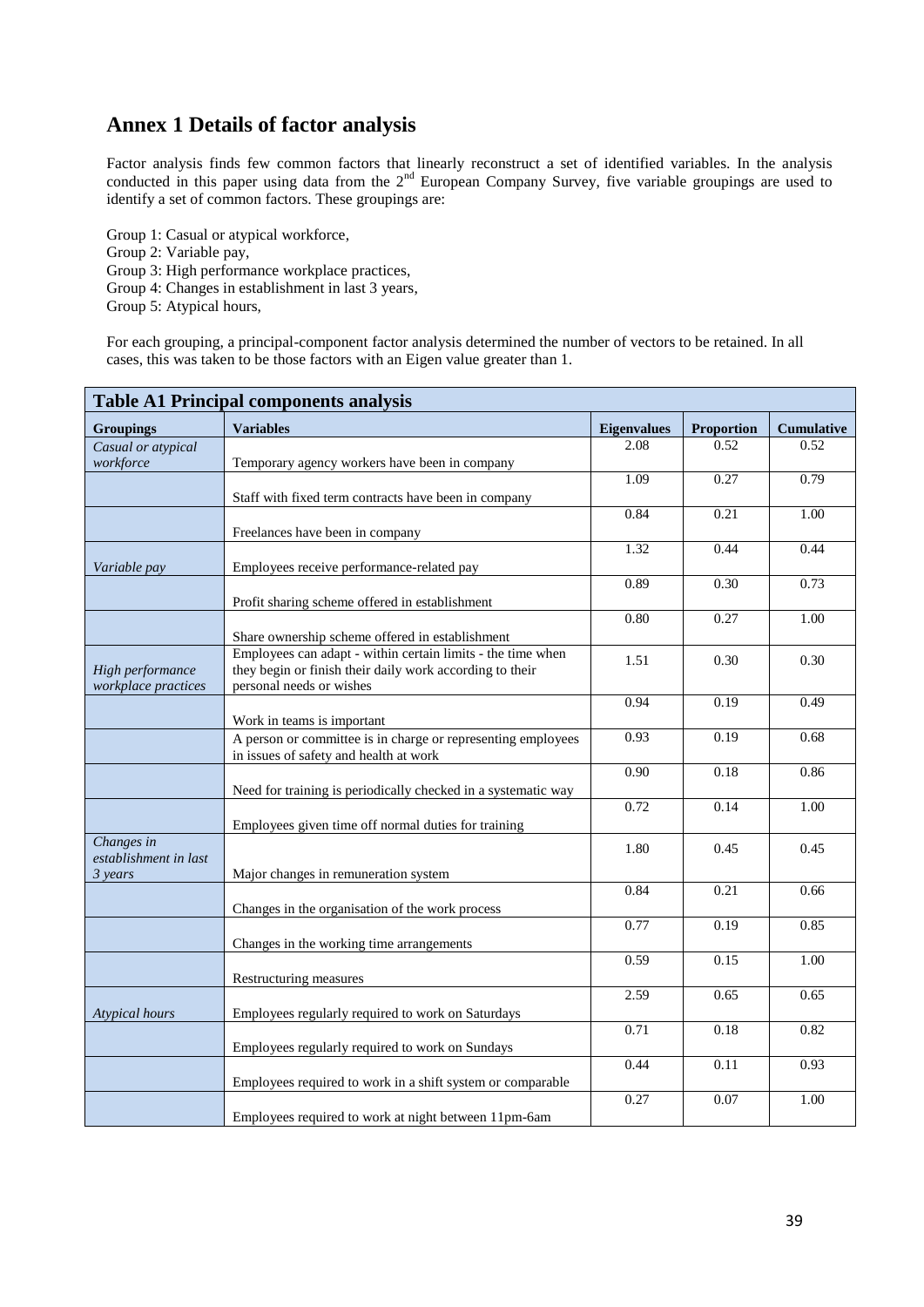## Annex 1 Details of factor analysis

Factor analysis finds few common factors that linearly reconstruct a set of identified variables. In the analysis conducted in this paper using data from the 2nd European Company Survey, five variable groupings are used to identify a set of common factors. These groupings are:

Group 1: Casual or atypical workforce,  
Group 2: Variable pay,  
Group 3: High performance workplace practices,  
Group 4: Changes in establishment in last 3 years,  
Group 5: Atypical hours,

For each grouping, a principal-component factor analysis determined the number of vectors to be retained. In all cases, this was taken to be those factors with an Eigen value greater than 1.

**Table A1 Principal components analysis**

| Groupings | Variables | Eigenvalues | Proportion | Cumulative |
|---|---|---|---|---|
| *Casual or atypical workforce* | Temporary agency workers have been in company | 2.08 | 0.52 | 0.52 |
| | Staff with fixed term contracts have been in company | 1.09 | 0.27 | 0.79 |
| | Freelances have been in company | 0.84 | 0.21 | 1.00 |
| *Variable pay* | Employees receive performance-related pay | 1.32 | 0.44 | 0.44 |
| | Profit sharing scheme offered in establishment | 0.89 | 0.30 | 0.73 |
| | Share ownership scheme offered in establishment | 0.80 | 0.27 | 1.00 |
| *High performance workplace practices* | Employees can adapt - within certain limits - the time when they begin or finish their daily work according to their personal needs or wishes | 1.51 | 0.30 | 0.30 |
| | Work in teams is important | 0.94 | 0.19 | 0.49 |
| | A person or committee is in charge or representing employees in issues of safety and health at work | 0.93 | 0.19 | 0.68 |
| | Need for training is periodically checked in a systematic way | 0.90 | 0.18 | 0.86 |
| | Employees given time off normal duties for training | 0.72 | 0.14 | 1.00 |
| *Changes in establishment in last 3 years* | Major changes in remuneration system | 1.80 | 0.45 | 0.45 |
| | Changes in the organisation of the work process | 0.84 | 0.21 | 0.66 |
| | Changes in the working time arrangements | 0.77 | 0.19 | 0.85 |
| | Restructuring measures | 0.59 | 0.15 | 1.00 |
| *Atypical hours* | Employees regularly required to work on Saturdays | 2.59 | 0.65 | 0.65 |
| | Employees regularly required to work on Sundays | 0.71 | 0.18 | 0.82 |
| | Employees required to work in a shift system or comparable | 0.44 | 0.11 | 0.93 |
| | Employees required to work at night between 11pm-6am | 0.27 | 0.07 | 1.00 |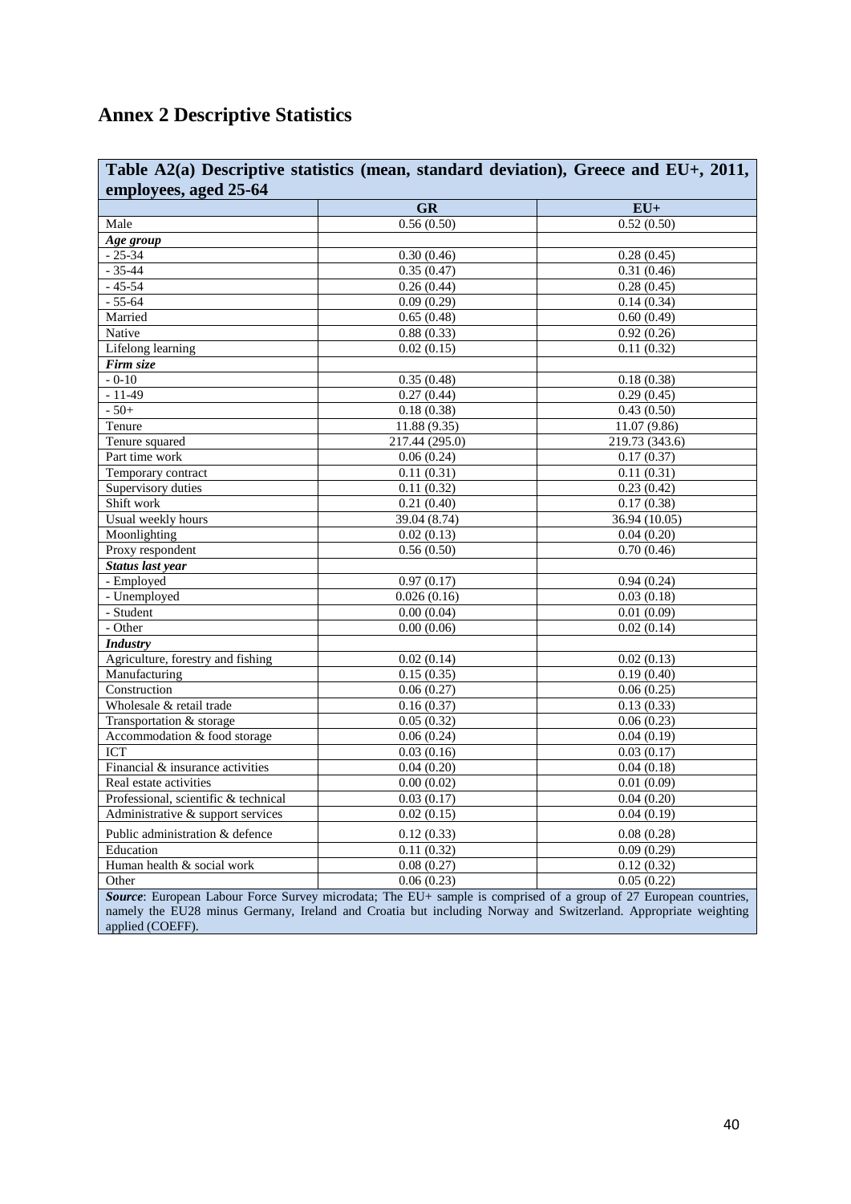## Annex 2 Descriptive Statistics

**Table A2(a) Descriptive statistics (mean, standard deviation), Greece and EU+, 2011, employees, aged 25-64**

| | GR | EU+ |
|---|---|---|
| Male | 0.56 (0.50) | 0.52 (0.50) |
| ***Age group*** | | |
| - 25-34 | 0.30 (0.46) | 0.28 (0.45) |
| - 35-44 | 0.35 (0.47) | 0.31 (0.46) |
| - 45-54 | 0.26 (0.44) | 0.28 (0.45) |
| - 55-64 | 0.09 (0.29) | 0.14 (0.34) |
| Married | 0.65 (0.48) | 0.60 (0.49) |
| Native | 0.88 (0.33) | 0.92 (0.26) |
| Lifelong learning | 0.02 (0.15) | 0.11 (0.32) |
| ***Firm size*** | | |
| - 0-10 | 0.35 (0.48) | 0.18 (0.38) |
| - 11-49 | 0.27 (0.44) | 0.29 (0.45) |
| - 50+ | 0.18 (0.38) | 0.43 (0.50) |
| Tenure | 11.88 (9.35) | 11.07 (9.86) |
| Tenure squared | 217.44 (295.0) | 219.73 (343.6) |
| Part time work | 0.06 (0.24) | 0.17 (0.37) |
| Temporary contract | 0.11 (0.31) | 0.11 (0.31) |
| Supervisory duties | 0.11 (0.32) | 0.23 (0.42) |
| Shift work | 0.21 (0.40) | 0.17 (0.38) |
| Usual weekly hours | 39.04 (8.74) | 36.94 (10.05) |
| Moonlighting | 0.02 (0.13) | 0.04 (0.20) |
| Proxy respondent | 0.56 (0.50) | 0.70 (0.46) |
| ***Status last year*** | | |
| - Employed | 0.97 (0.17) | 0.94 (0.24) |
| - Unemployed | 0.026 (0.16) | 0.03 (0.18) |
| - Student | 0.00 (0.04) | 0.01 (0.09) |
| - Other | 0.00 (0.06) | 0.02 (0.14) |
| ***Industry*** | | |
| Agriculture, forestry and fishing | 0.02 (0.14) | 0.02 (0.13) |
| Manufacturing | 0.15 (0.35) | 0.19 (0.40) |
| Construction | 0.06 (0.27) | 0.06 (0.25) |
| Wholesale & retail trade | 0.16 (0.37) | 0.13 (0.33) |
| Transportation & storage | 0.05 (0.32) | 0.06 (0.23) |
| Accommodation & food storage | 0.06 (0.24) | 0.04 (0.19) |
| ICT | 0.03 (0.16) | 0.03 (0.17) |
| Financial & insurance activities | 0.04 (0.20) | 0.04 (0.18) |
| Real estate activities | 0.00 (0.02) | 0.01 (0.09) |
| Professional, scientific & technical | 0.03 (0.17) | 0.04 (0.20) |
| Administrative & support services | 0.02 (0.15) | 0.04 (0.19) |
| Public administration & defence | 0.12 (0.33) | 0.08 (0.28) |
| Education | 0.11 (0.32) | 0.09 (0.29) |
| Human health & social work | 0.08 (0.27) | 0.12 (0.32) |
| Other | 0.06 (0.23) | 0.05 (0.22) |

***Source***: European Labour Force Survey microdata; The EU+ sample is comprised of a group of 27 European countries, namely the EU28 minus Germany, Ireland and Croatia but including Norway and Switzerland. Appropriate weighting applied (COEFF).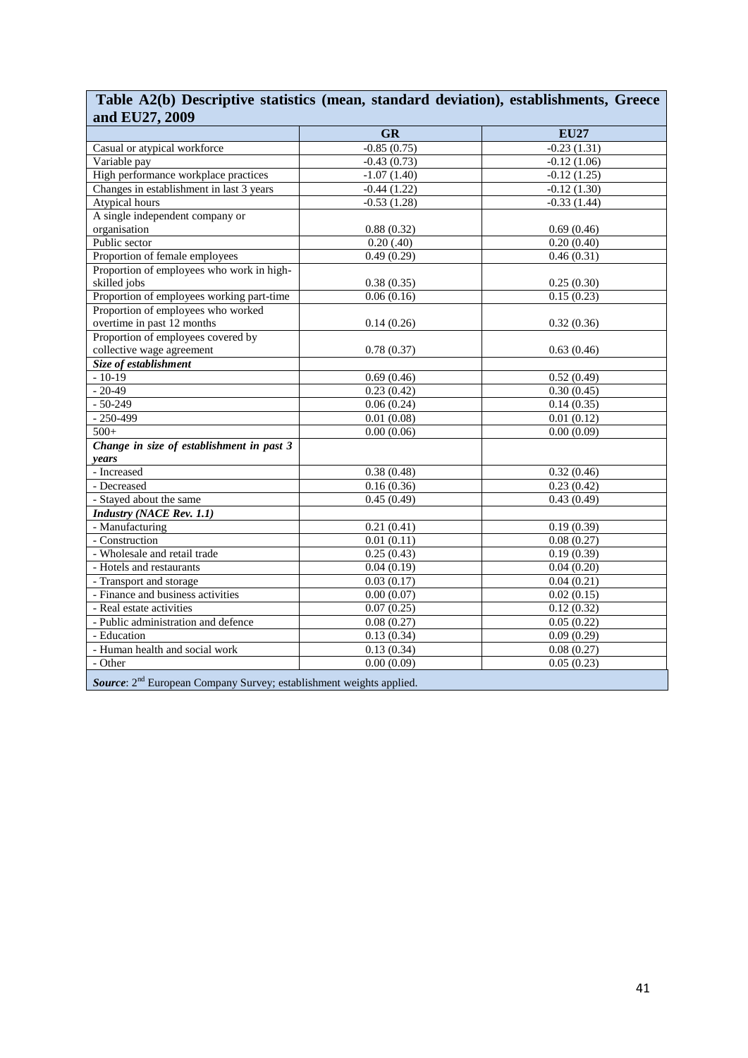**Table A2(b) Descriptive statistics (mean, standard deviation), establishments, Greece and EU27, 2009**

| | GR | EU27 |
|---|---|---|
| Casual or atypical workforce | -0.85 (0.75) | -0.23 (1.31) |
| Variable pay | -0.43 (0.73) | -0.12 (1.06) |
| High performance workplace practices | -1.07 (1.40) | -0.12 (1.25) |
| Changes in establishment in last 3 years | -0.44 (1.22) | -0.12 (1.30) |
| Atypical hours | -0.53 (1.28) | -0.33 (1.44) |
| A single independent company or organisation | 0.88 (0.32) | 0.69 (0.46) |
| Public sector | 0.20 (.40) | 0.20 (0.40) |
| Proportion of female employees | 0.49 (0.29) | 0.46 (0.31) |
| Proportion of employees who work in high-skilled jobs | 0.38 (0.35) | 0.25 (0.30) |
| Proportion of employees working part-time | 0.06 (0.16) | 0.15 (0.23) |
| Proportion of employees who worked overtime in past 12 months | 0.14 (0.26) | 0.32 (0.36) |
| Proportion of employees covered by collective wage agreement | 0.78 (0.37) | 0.63 (0.46) |
| ***Size of establishment*** | | |
| - 10-19 | 0.69 (0.46) | 0.52 (0.49) |
| - 20-49 | 0.23 (0.42) | 0.30 (0.45) |
| - 50-249 | 0.06 (0.24) | 0.14 (0.35) |
| - 250-499 | 0.01 (0.08) | 0.01 (0.12) |
| 500+ | 0.00 (0.06) | 0.00 (0.09) |
| ***Change in size of establishment in past 3 years*** | | |
| - Increased | 0.38 (0.48) | 0.32 (0.46) |
| - Decreased | 0.16 (0.36) | 0.23 (0.42) |
| - Stayed about the same | 0.45 (0.49) | 0.43 (0.49) |
| ***Industry (NACE Rev. 1.1)*** | | |
| - Manufacturing | 0.21 (0.41) | 0.19 (0.39) |
| - Construction | 0.01 (0.11) | 0.08 (0.27) |
| - Wholesale and retail trade | 0.25 (0.43) | 0.19 (0.39) |
| - Hotels and restaurants | 0.04 (0.19) | 0.04 (0.20) |
| - Transport and storage | 0.03 (0.17) | 0.04 (0.21) |
| - Finance and business activities | 0.00 (0.07) | 0.02 (0.15) |
| - Real estate activities | 0.07 (0.25) | 0.12 (0.32) |
| - Public administration and defence | 0.08 (0.27) | 0.05 (0.22) |
| - Education | 0.13 (0.34) | 0.09 (0.29) |
| - Human health and social work | 0.13 (0.34) | 0.08 (0.27) |
| - Other | 0.00 (0.09) | 0.05 (0.23) |

***Source***: 2nd European Company Survey; establishment weights applied.